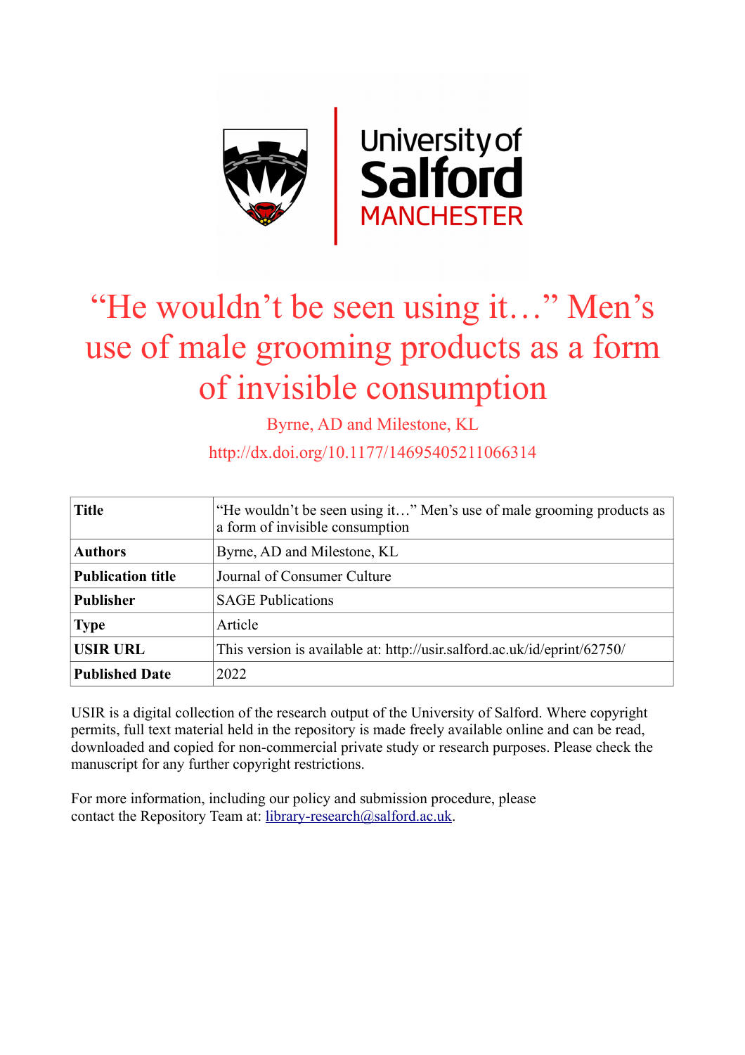# "He wouldn't be seen using it…" Men's use of male grooming products as a form of invisible consumption

Byrne, AD and Milestone, KL

http://dx.doi.org/10.1177/14695405211066314

| | |
|---|---|
| **Title** | "He wouldn't be seen using it…" Men's use of male grooming products as a form of invisible consumption |
| **Authors** | Byrne, AD and Milestone, KL |
| **Publication title** | Journal of Consumer Culture |
| **Publisher** | SAGE Publications |
| **Type** | Article |
| **USIR URL** | This version is available at: http://usir.salford.ac.uk/id/eprint/62750/ |
| **Published Date** | 2022 |

USIR is a digital collection of the research output of the University of Salford. Where copyright permits, full text material held in the repository is made freely available online and can be read, downloaded and copied for non-commercial private study or research purposes. Please check the manuscript for any further copyright restrictions.

For more information, including our policy and submission procedure, please contact the Repository Team at: library-research@salford.ac.uk.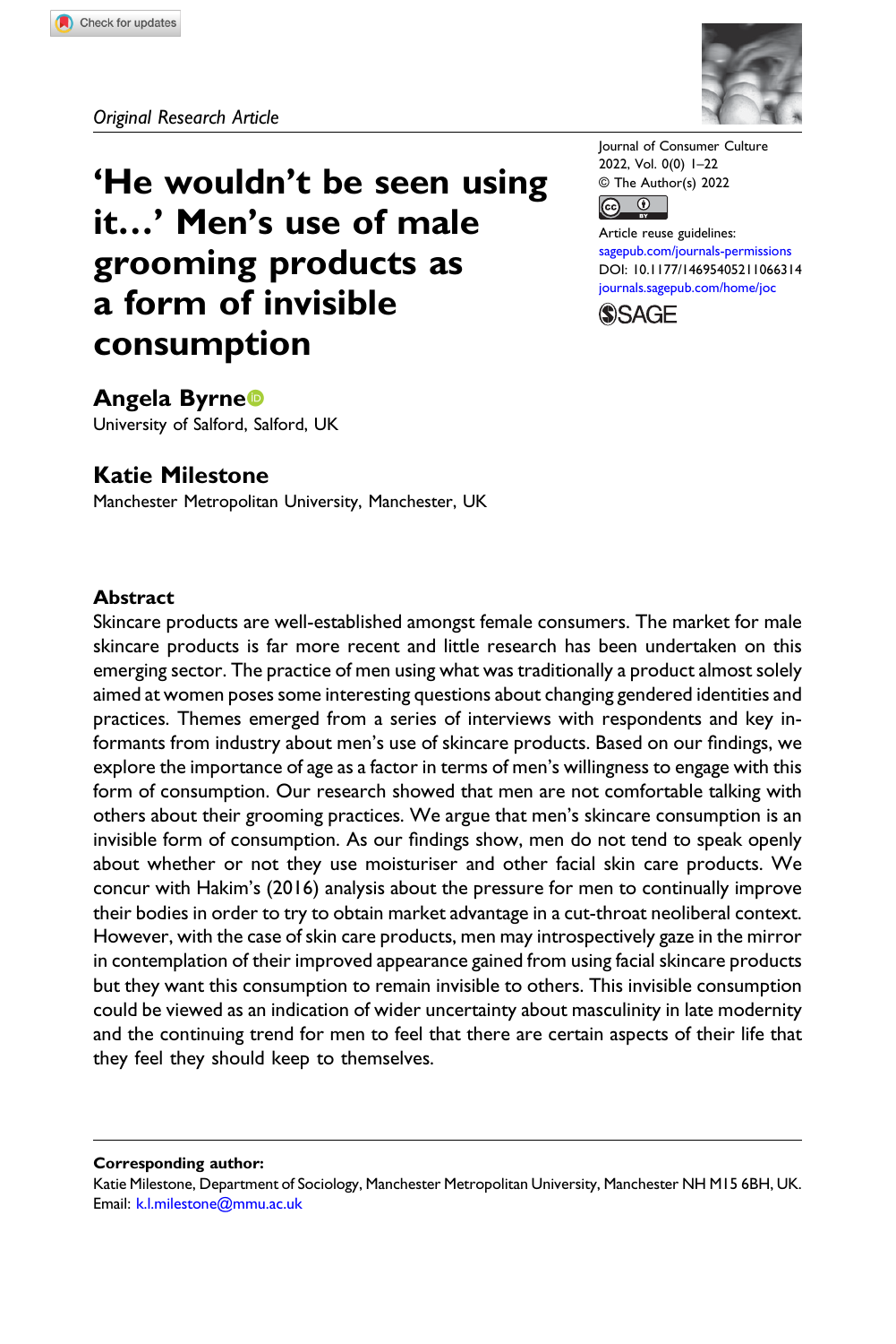*Original Research Article*

# 'He wouldn't be seen using it…' Men's use of male grooming products as a form of invisible consumption

Journal of Consumer Culture
2022, Vol. 0(0) 1–22
© The Author(s) 2022

Article reuse guidelines:
sagepub.com/journals-permissions
DOI: 10.1177/14695405211066314
journals.sagepub.com/home/joc

**Angela Byrne**
University of Salford, Salford, UK

**Katie Milestone**
Manchester Metropolitan University, Manchester, UK

## Abstract

Skincare products are well-established amongst female consumers. The market for male skincare products is far more recent and little research has been undertaken on this emerging sector. The practice of men using what was traditionally a product almost solely aimed at women poses some interesting questions about changing gendered identities and practices. Themes emerged from a series of interviews with respondents and key informants from industry about men's use of skincare products. Based on our findings, we explore the importance of age as a factor in terms of men's willingness to engage with this form of consumption. Our research showed that men are not comfortable talking with others about their grooming practices. We argue that men's skincare consumption is an invisible form of consumption. As our findings show, men do not tend to speak openly about whether or not they use moisturiser and other facial skin care products. We concur with Hakim's (2016) analysis about the pressure for men to continually improve their bodies in order to try to obtain market advantage in a cut-throat neoliberal context. However, with the case of skin care products, men may introspectively gaze in the mirror in contemplation of their improved appearance gained from using facial skincare products but they want this consumption to remain invisible to others. This invisible consumption could be viewed as an indication of wider uncertainty about masculinity in late modernity and the continuing trend for men to feel that there are certain aspects of their life that they feel they should keep to themselves.

**Corresponding author:**
Katie Milestone, Department of Sociology, Manchester Metropolitan University, Manchester NH M15 6BH, UK.
Email: k.l.milestone@mmu.ac.uk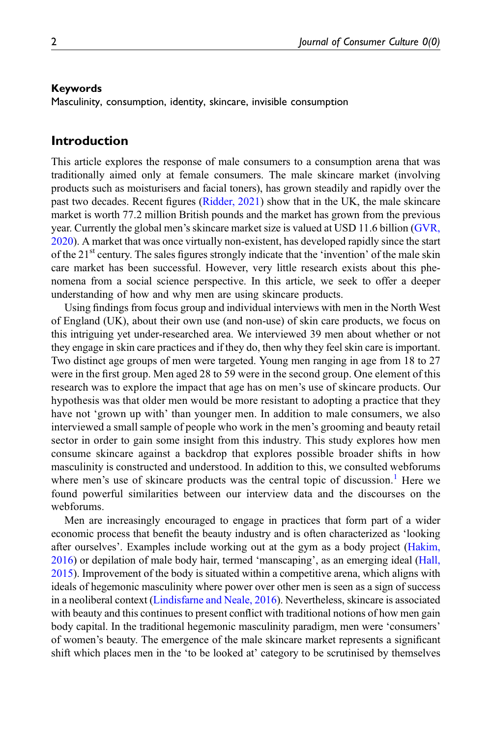**Keywords**

Masculinity, consumption, identity, skincare, invisible consumption

## Introduction

This article explores the response of male consumers to a consumption arena that was traditionally aimed only at female consumers. The male skincare market (involving products such as moisturisers and facial toners), has grown steadily and rapidly over the past two decades. Recent figures (Ridder, 2021) show that in the UK, the male skincare market is worth 77.2 million British pounds and the market has grown from the previous year. Currently the global men's skincare market size is valued at USD 11.6 billion (GVR, 2020). A market that was once virtually non-existent, has developed rapidly since the start of the 21st century. The sales figures strongly indicate that the 'invention' of the male skin care market has been successful. However, very little research exists about this phenomena from a social science perspective. In this article, we seek to offer a deeper understanding of how and why men are using skincare products.

Using findings from focus group and individual interviews with men in the North West of England (UK), about their own use (and non-use) of skin care products, we focus on this intriguing yet under-researched area. We interviewed 39 men about whether or not they engage in skin care practices and if they do, then why they feel skin care is important. Two distinct age groups of men were targeted. Young men ranging in age from 18 to 27 were in the first group. Men aged 28 to 59 were in the second group. One element of this research was to explore the impact that age has on men's use of skincare products. Our hypothesis was that older men would be more resistant to adopting a practice that they have not 'grown up with' than younger men. In addition to male consumers, we also interviewed a small sample of people who work in the men's grooming and beauty retail sector in order to gain some insight from this industry. This study explores how men consume skincare against a backdrop that explores possible broader shifts in how masculinity is constructed and understood. In addition to this, we consulted webforums where men's use of skincare products was the central topic of discussion.[1] Here we found powerful similarities between our interview data and the discourses on the webforums.

Men are increasingly encouraged to engage in practices that form part of a wider economic process that benefit the beauty industry and is often characterized as 'looking after ourselves'. Examples include working out at the gym as a body project (Hakim, 2016) or depilation of male body hair, termed 'manscaping', as an emerging ideal (Hall, 2015). Improvement of the body is situated within a competitive arena, which aligns with ideals of hegemonic masculinity where power over other men is seen as a sign of success in a neoliberal context (Lindisfarne and Neale, 2016). Nevertheless, skincare is associated with beauty and this continues to present conflict with traditional notions of how men gain body capital. In the traditional hegemonic masculinity paradigm, men were 'consumers' of women's beauty. The emergence of the male skincare market represents a significant shift which places men in the 'to be looked at' category to be scrutinised by themselves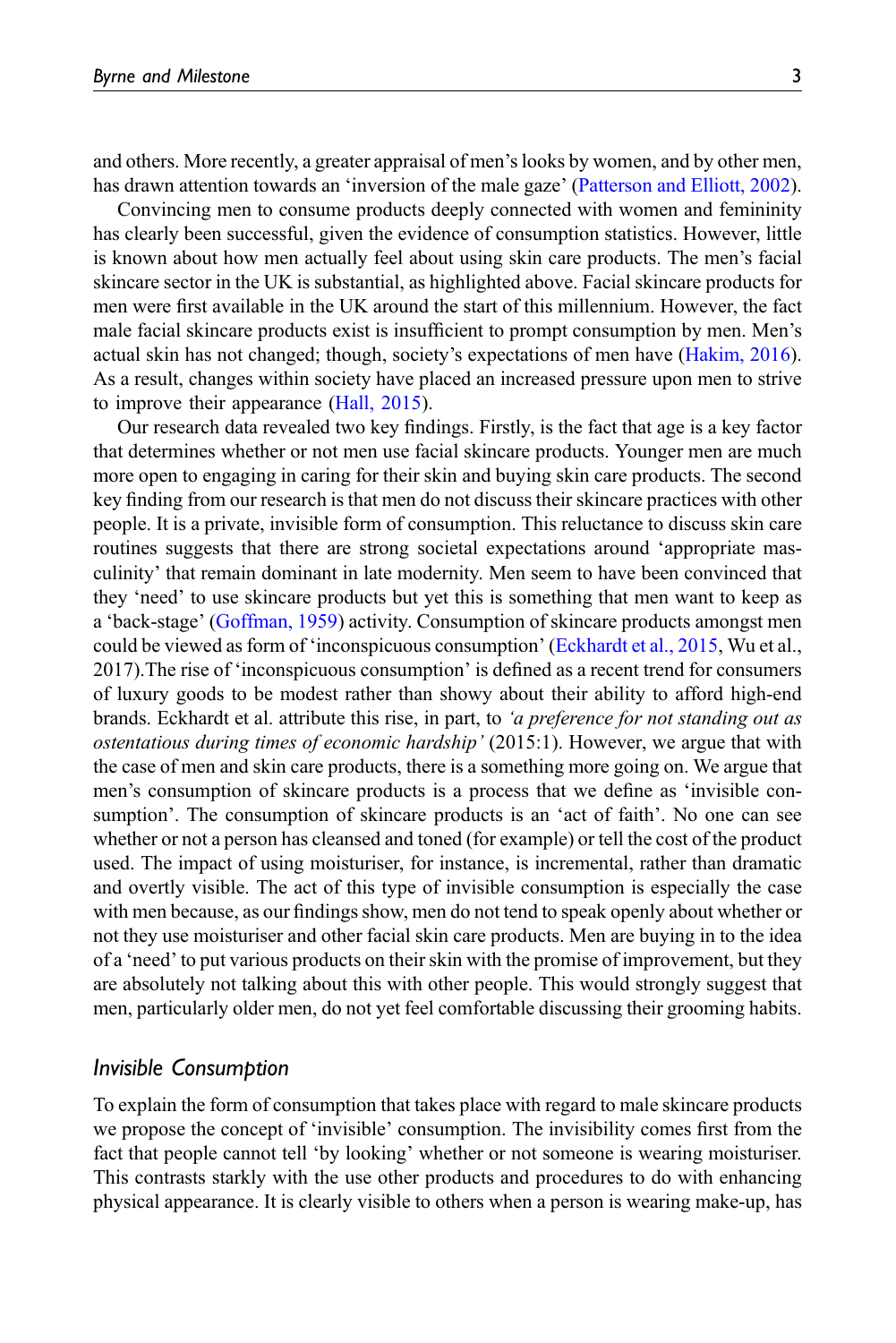and others. More recently, a greater appraisal of men's looks by women, and by other men, has drawn attention towards an 'inversion of the male gaze' (Patterson and Elliott, 2002).

Convincing men to consume products deeply connected with women and femininity has clearly been successful, given the evidence of consumption statistics. However, little is known about how men actually feel about using skin care products. The men's facial skincare sector in the UK is substantial, as highlighted above. Facial skincare products for men were first available in the UK around the start of this millennium. However, the fact male facial skincare products exist is insufficient to prompt consumption by men. Men's actual skin has not changed; though, society's expectations of men have (Hakim, 2016). As a result, changes within society have placed an increased pressure upon men to strive to improve their appearance (Hall, 2015).

Our research data revealed two key findings. Firstly, is the fact that age is a key factor that determines whether or not men use facial skincare products. Younger men are much more open to engaging in caring for their skin and buying skin care products. The second key finding from our research is that men do not discuss their skincare practices with other people. It is a private, invisible form of consumption. This reluctance to discuss skin care routines suggests that there are strong societal expectations around 'appropriate masculinity' that remain dominant in late modernity. Men seem to have been convinced that they 'need' to use skincare products but yet this is something that men want to keep as a 'back-stage' (Goffman, 1959) activity. Consumption of skincare products amongst men could be viewed as form of 'inconspicuous consumption' (Eckhardt et al., 2015, Wu et al., 2017).The rise of 'inconspicuous consumption' is defined as a recent trend for consumers of luxury goods to be modest rather than showy about their ability to afford high-end brands. Eckhardt et al. attribute this rise, in part, to *'a preference for not standing out as ostentatious during times of economic hardship'* (2015:1). However, we argue that with the case of men and skin care products, there is a something more going on. We argue that men's consumption of skincare products is a process that we define as 'invisible consumption'. The consumption of skincare products is an 'act of faith'. No one can see whether or not a person has cleansed and toned (for example) or tell the cost of the product used. The impact of using moisturiser, for instance, is incremental, rather than dramatic and overtly visible. The act of this type of invisible consumption is especially the case with men because, as our findings show, men do not tend to speak openly about whether or not they use moisturiser and other facial skin care products. Men are buying in to the idea of a 'need' to put various products on their skin with the promise of improvement, but they are absolutely not talking about this with other people. This would strongly suggest that men, particularly older men, do not yet feel comfortable discussing their grooming habits.

## Invisible Consumption

To explain the form of consumption that takes place with regard to male skincare products we propose the concept of 'invisible' consumption. The invisibility comes first from the fact that people cannot tell 'by looking' whether or not someone is wearing moisturiser. This contrasts starkly with the use other products and procedures to do with enhancing physical appearance. It is clearly visible to others when a person is wearing make-up, has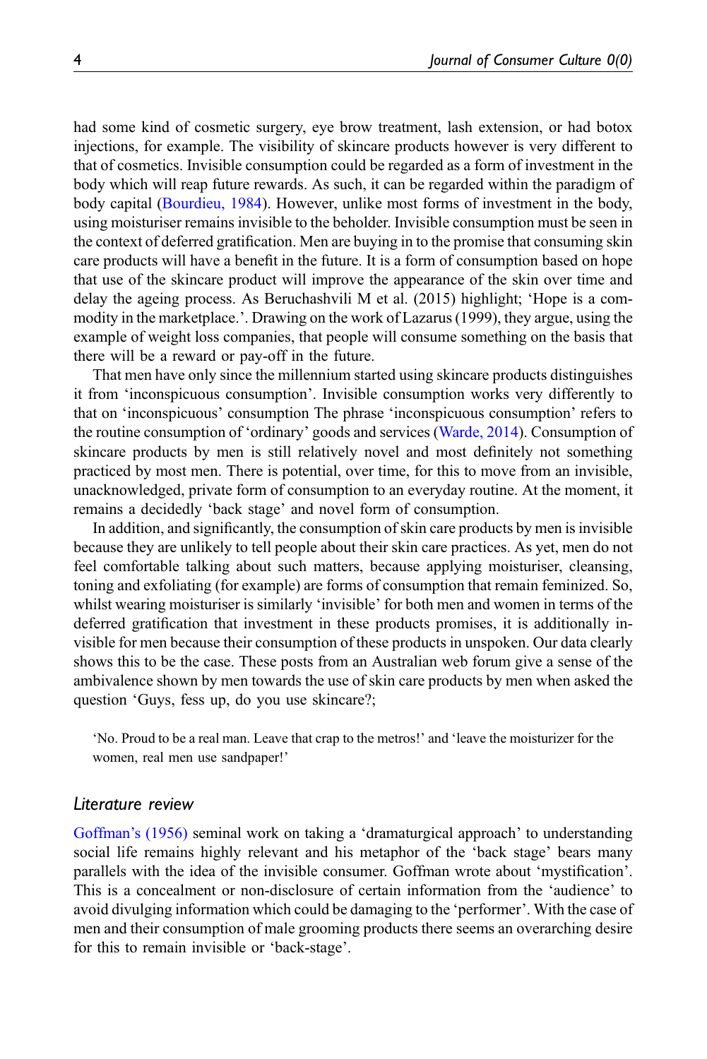had some kind of cosmetic surgery, eye brow treatment, lash extension, or had botox injections, for example. The visibility of skincare products however is very different to that of cosmetics. Invisible consumption could be regarded as a form of investment in the body which will reap future rewards. As such, it can be regarded within the paradigm of body capital (Bourdieu, 1984). However, unlike most forms of investment in the body, using moisturiser remains invisible to the beholder. Invisible consumption must be seen in the context of deferred gratification. Men are buying in to the promise that consuming skin care products will have a benefit in the future. It is a form of consumption based on hope that use of the skincare product will improve the appearance of the skin over time and delay the ageing process. As Beruchashvili M et al. (2015) highlight; 'Hope is a commodity in the marketplace.'. Drawing on the work of Lazarus (1999), they argue, using the example of weight loss companies, that people will consume something on the basis that there will be a reward or pay-off in the future.

That men have only since the millennium started using skincare products distinguishes it from 'inconspicuous consumption'. Invisible consumption works very differently to that on 'inconspicuous' consumption The phrase 'inconspicuous consumption' refers to the routine consumption of 'ordinary' goods and services (Warde, 2014). Consumption of skincare products by men is still relatively novel and most definitely not something practiced by most men. There is potential, over time, for this to move from an invisible, unacknowledged, private form of consumption to an everyday routine. At the moment, it remains a decidedly 'back stage' and novel form of consumption.

In addition, and significantly, the consumption of skin care products by men is invisible because they are unlikely to tell people about their skin care practices. As yet, men do not feel comfortable talking about such matters, because applying moisturiser, cleansing, toning and exfoliating (for example) are forms of consumption that remain feminized. So, whilst wearing moisturiser is similarly 'invisible' for both men and women in terms of the deferred gratification that investment in these products promises, it is additionally invisible for men because their consumption of these products in unspoken. Our data clearly shows this to be the case. These posts from an Australian web forum give a sense of the ambivalence shown by men towards the use of skin care products by men when asked the question 'Guys, fess up, do you use skincare?;

> 'No. Proud to be a real man. Leave that crap to the metros!' and 'leave the moisturizer for the women, real men use sandpaper!'

## Literature review

Goffman's (1956) seminal work on taking a 'dramaturgical approach' to understanding social life remains highly relevant and his metaphor of the 'back stage' bears many parallels with the idea of the invisible consumer. Goffman wrote about 'mystification'. This is a concealment or non-disclosure of certain information from the 'audience' to avoid divulging information which could be damaging to the 'performer'. With the case of men and their consumption of male grooming products there seems an overarching desire for this to remain invisible or 'back-stage'.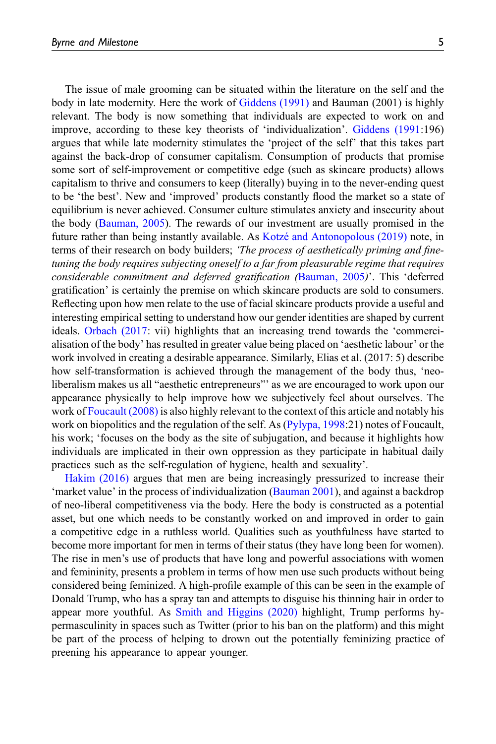The issue of male grooming can be situated within the literature on the self and the body in late modernity. Here the work of Giddens (1991) and Bauman (2001) is highly relevant. The body is now something that individuals are expected to work on and improve, according to these key theorists of 'individualization'. Giddens (1991:196) argues that while late modernity stimulates the 'project of the self' that this takes part against the back-drop of consumer capitalism. Consumption of products that promise some sort of self-improvement or competitive edge (such as skincare products) allows capitalism to thrive and consumers to keep (literally) buying in to the never-ending quest to be 'the best'. New and 'improved' products constantly flood the market so a state of equilibrium is never achieved. Consumer culture stimulates anxiety and insecurity about the body (Bauman, 2005). The rewards of our investment are usually promised in the future rather than being instantly available. As Kotzé and Antonopolous (2019) note, in terms of their research on body builders; *'The process of aesthetically priming and fine-tuning the body requires subjecting oneself to a far from pleasurable regime that requires considerable commitment and deferred gratification (*Bauman, 2005*)*'. This 'deferred gratification' is certainly the premise on which skincare products are sold to consumers. Reflecting upon how men relate to the use of facial skincare products provide a useful and interesting empirical setting to understand how our gender identities are shaped by current ideals. Orbach (2017: vii) highlights that an increasing trend towards the 'commercialisation of the body' has resulted in greater value being placed on 'aesthetic labour' or the work involved in creating a desirable appearance. Similarly, Elias et al. (2017: 5) describe how self-transformation is achieved through the management of the body thus, 'neo-liberalism makes us all "aesthetic entrepreneurs"' as we are encouraged to work upon our appearance physically to help improve how we subjectively feel about ourselves. The work of Foucault (2008) is also highly relevant to the context of this article and notably his work on biopolitics and the regulation of the self. As (Pylypa, 1998:21) notes of Foucault, his work; 'focuses on the body as the site of subjugation, and because it highlights how individuals are implicated in their own oppression as they participate in habitual daily practices such as the self-regulation of hygiene, health and sexuality'.

Hakim (2016) argues that men are being increasingly pressurized to increase their 'market value' in the process of individualization (Bauman 2001), and against a backdrop of neo-liberal competitiveness via the body. Here the body is constructed as a potential asset, but one which needs to be constantly worked on and improved in order to gain a competitive edge in a ruthless world. Qualities such as youthfulness have started to become more important for men in terms of their status (they have long been for women). The rise in men's use of products that have long and powerful associations with women and femininity, presents a problem in terms of how men use such products without being considered being feminized. A high-profile example of this can be seen in the example of Donald Trump, who has a spray tan and attempts to disguise his thinning hair in order to appear more youthful. As Smith and Higgins (2020) highlight, Trump performs hypermasculinity in spaces such as Twitter (prior to his ban on the platform) and this might be part of the process of helping to drown out the potentially feminizing practice of preening his appearance to appear younger.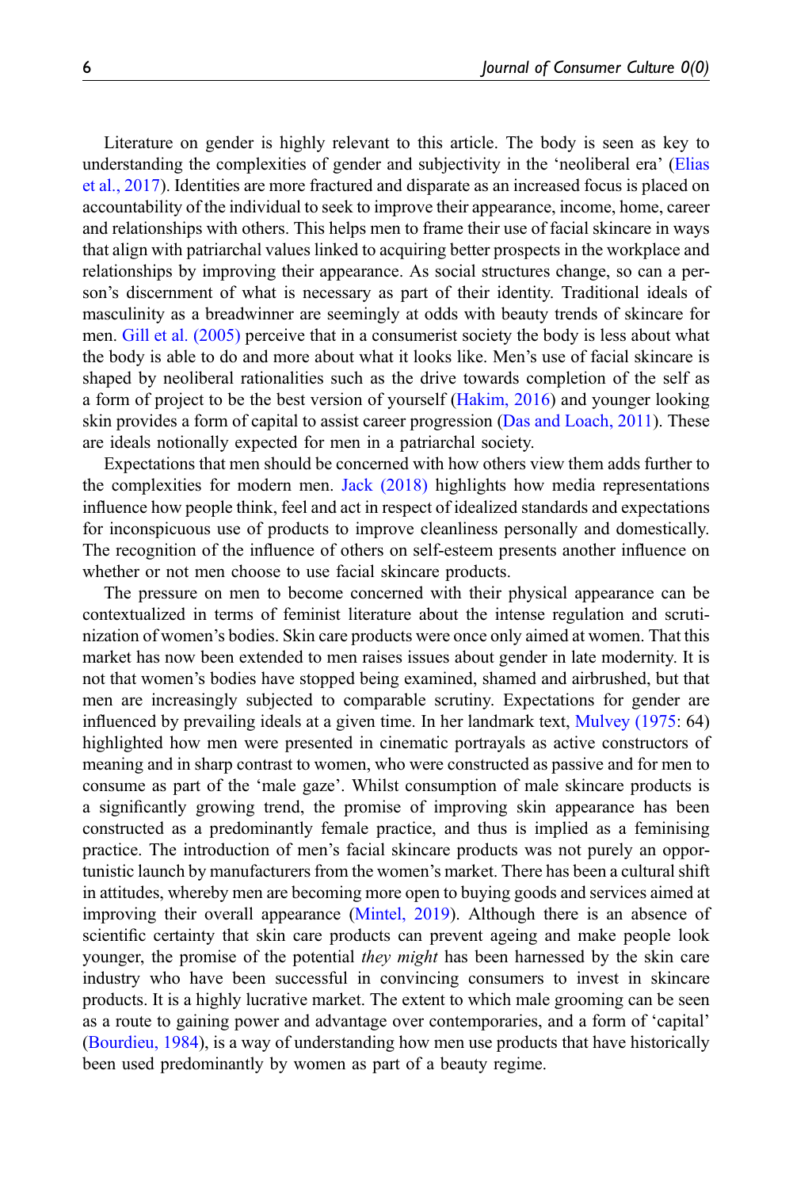Literature on gender is highly relevant to this article. The body is seen as key to understanding the complexities of gender and subjectivity in the 'neoliberal era' (Elias et al., 2017). Identities are more fractured and disparate as an increased focus is placed on accountability of the individual to seek to improve their appearance, income, home, career and relationships with others. This helps men to frame their use of facial skincare in ways that align with patriarchal values linked to acquiring better prospects in the workplace and relationships by improving their appearance. As social structures change, so can a person's discernment of what is necessary as part of their identity. Traditional ideals of masculinity as a breadwinner are seemingly at odds with beauty trends of skincare for men. Gill et al. (2005) perceive that in a consumerist society the body is less about what the body is able to do and more about what it looks like. Men's use of facial skincare is shaped by neoliberal rationalities such as the drive towards completion of the self as a form of project to be the best version of yourself (Hakim, 2016) and younger looking skin provides a form of capital to assist career progression (Das and Loach, 2011). These are ideals notionally expected for men in a patriarchal society.

Expectations that men should be concerned with how others view them adds further to the complexities for modern men. Jack (2018) highlights how media representations influence how people think, feel and act in respect of idealized standards and expectations for inconspicuous use of products to improve cleanliness personally and domestically. The recognition of the influence of others on self-esteem presents another influence on whether or not men choose to use facial skincare products.

The pressure on men to become concerned with their physical appearance can be contextualized in terms of feminist literature about the intense regulation and scrutinization of women's bodies. Skin care products were once only aimed at women. That this market has now been extended to men raises issues about gender in late modernity. It is not that women's bodies have stopped being examined, shamed and airbrushed, but that men are increasingly subjected to comparable scrutiny. Expectations for gender are influenced by prevailing ideals at a given time. In her landmark text, Mulvey (1975: 64) highlighted how men were presented in cinematic portrayals as active constructors of meaning and in sharp contrast to women, who were constructed as passive and for men to consume as part of the 'male gaze'. Whilst consumption of male skincare products is a significantly growing trend, the promise of improving skin appearance has been constructed as a predominantly female practice, and thus is implied as a feminising practice. The introduction of men's facial skincare products was not purely an opportunistic launch by manufacturers from the women's market. There has been a cultural shift in attitudes, whereby men are becoming more open to buying goods and services aimed at improving their overall appearance (Mintel, 2019). Although there is an absence of scientific certainty that skin care products can prevent ageing and make people look younger, the promise of the potential *they might* has been harnessed by the skin care industry who have been successful in convincing consumers to invest in skincare products. It is a highly lucrative market. The extent to which male grooming can be seen as a route to gaining power and advantage over contemporaries, and a form of 'capital' (Bourdieu, 1984), is a way of understanding how men use products that have historically been used predominantly by women as part of a beauty regime.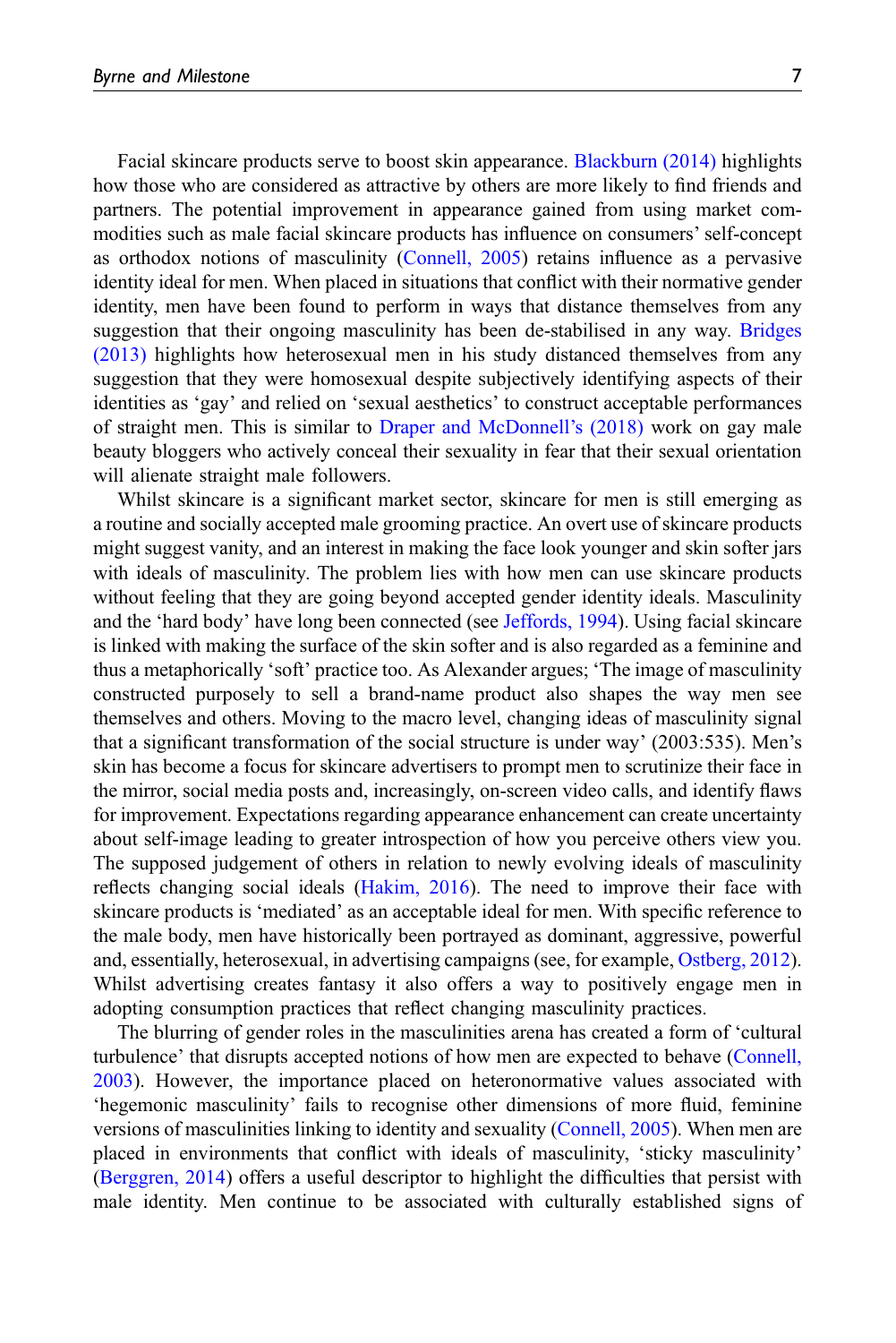Facial skincare products serve to boost skin appearance. Blackburn (2014) highlights how those who are considered as attractive by others are more likely to find friends and partners. The potential improvement in appearance gained from using market commodities such as male facial skincare products has influence on consumers' self-concept as orthodox notions of masculinity (Connell, 2005) retains influence as a pervasive identity ideal for men. When placed in situations that conflict with their normative gender identity, men have been found to perform in ways that distance themselves from any suggestion that their ongoing masculinity has been de-stabilised in any way. Bridges (2013) highlights how heterosexual men in his study distanced themselves from any suggestion that they were homosexual despite subjectively identifying aspects of their identities as 'gay' and relied on 'sexual aesthetics' to construct acceptable performances of straight men. This is similar to Draper and McDonnell's (2018) work on gay male beauty bloggers who actively conceal their sexuality in fear that their sexual orientation will alienate straight male followers.

Whilst skincare is a significant market sector, skincare for men is still emerging as a routine and socially accepted male grooming practice. An overt use of skincare products might suggest vanity, and an interest in making the face look younger and skin softer jars with ideals of masculinity. The problem lies with how men can use skincare products without feeling that they are going beyond accepted gender identity ideals. Masculinity and the 'hard body' have long been connected (see Jeffords, 1994). Using facial skincare is linked with making the surface of the skin softer and is also regarded as a feminine and thus a metaphorically 'soft' practice too. As Alexander argues; 'The image of masculinity constructed purposely to sell a brand-name product also shapes the way men see themselves and others. Moving to the macro level, changing ideas of masculinity signal that a significant transformation of the social structure is under way' (2003:535). Men's skin has become a focus for skincare advertisers to prompt men to scrutinize their face in the mirror, social media posts and, increasingly, on-screen video calls, and identify flaws for improvement. Expectations regarding appearance enhancement can create uncertainty about self-image leading to greater introspection of how you perceive others view you. The supposed judgement of others in relation to newly evolving ideals of masculinity reflects changing social ideals (Hakim, 2016). The need to improve their face with skincare products is 'mediated' as an acceptable ideal for men. With specific reference to the male body, men have historically been portrayed as dominant, aggressive, powerful and, essentially, heterosexual, in advertising campaigns (see, for example, Ostberg, 2012). Whilst advertising creates fantasy it also offers a way to positively engage men in adopting consumption practices that reflect changing masculinity practices.

The blurring of gender roles in the masculinities arena has created a form of 'cultural turbulence' that disrupts accepted notions of how men are expected to behave (Connell, 2003). However, the importance placed on heteronormative values associated with 'hegemonic masculinity' fails to recognise other dimensions of more fluid, feminine versions of masculinities linking to identity and sexuality (Connell, 2005). When men are placed in environments that conflict with ideals of masculinity, 'sticky masculinity' (Berggren, 2014) offers a useful descriptor to highlight the difficulties that persist with male identity. Men continue to be associated with culturally established signs of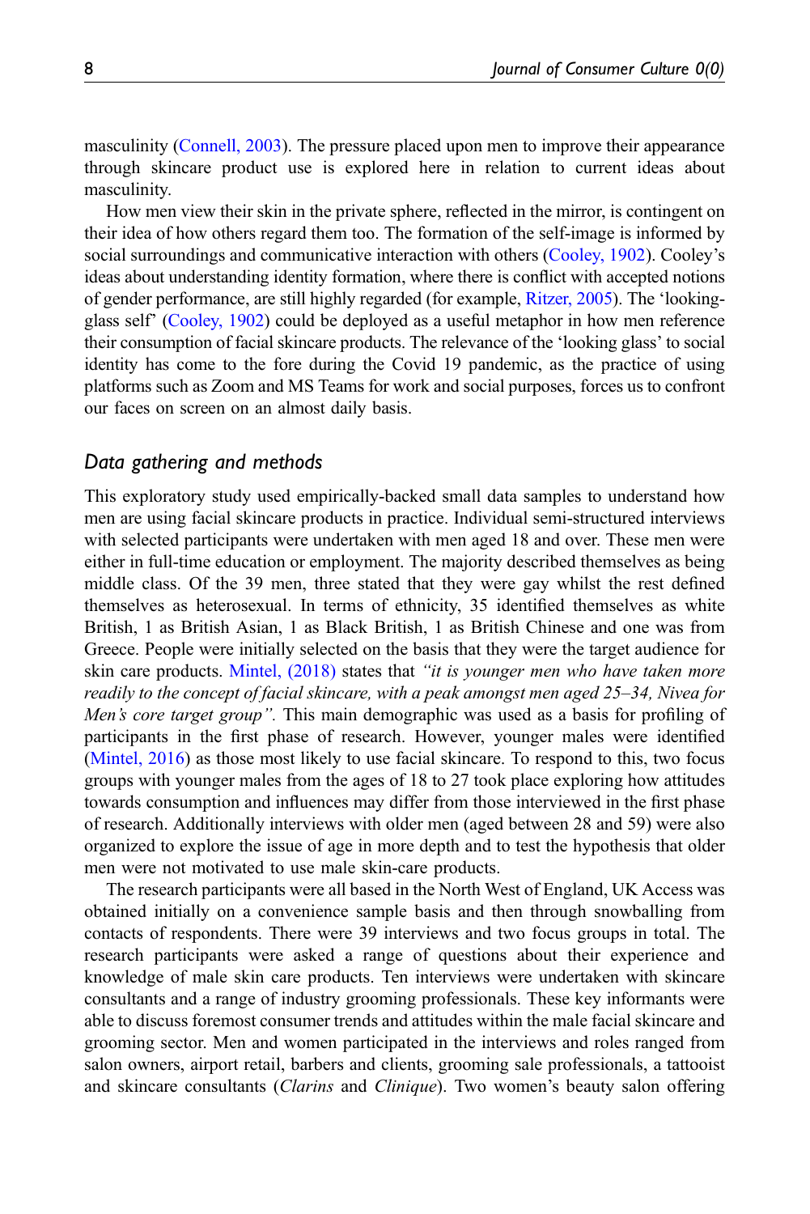masculinity (Connell, 2003). The pressure placed upon men to improve their appearance through skincare product use is explored here in relation to current ideas about masculinity.

How men view their skin in the private sphere, reflected in the mirror, is contingent on their idea of how others regard them too. The formation of the self-image is informed by social surroundings and communicative interaction with others (Cooley, 1902). Cooley's ideas about understanding identity formation, where there is conflict with accepted notions of gender performance, are still highly regarded (for example, Ritzer, 2005). The 'looking-glass self' (Cooley, 1902) could be deployed as a useful metaphor in how men reference their consumption of facial skincare products. The relevance of the 'looking glass' to social identity has come to the fore during the Covid 19 pandemic, as the practice of using platforms such as Zoom and MS Teams for work and social purposes, forces us to confront our faces on screen on an almost daily basis.

## Data gathering and methods

This exploratory study used empirically-backed small data samples to understand how men are using facial skincare products in practice. Individual semi-structured interviews with selected participants were undertaken with men aged 18 and over. These men were either in full-time education or employment. The majority described themselves as being middle class. Of the 39 men, three stated that they were gay whilst the rest defined themselves as heterosexual. In terms of ethnicity, 35 identified themselves as white British, 1 as British Asian, 1 as Black British, 1 as British Chinese and one was from Greece. People were initially selected on the basis that they were the target audience for skin care products. Mintel, (2018) states that *"it is younger men who have taken more readily to the concept of facial skincare, with a peak amongst men aged 25–34, Nivea for Men's core target group"*. This main demographic was used as a basis for profiling of participants in the first phase of research. However, younger males were identified (Mintel, 2016) as those most likely to use facial skincare. To respond to this, two focus groups with younger males from the ages of 18 to 27 took place exploring how attitudes towards consumption and influences may differ from those interviewed in the first phase of research. Additionally interviews with older men (aged between 28 and 59) were also organized to explore the issue of age in more depth and to test the hypothesis that older men were not motivated to use male skin-care products.

The research participants were all based in the North West of England, UK Access was obtained initially on a convenience sample basis and then through snowballing from contacts of respondents. There were 39 interviews and two focus groups in total. The research participants were asked a range of questions about their experience and knowledge of male skin care products. Ten interviews were undertaken with skincare consultants and a range of industry grooming professionals. These key informants were able to discuss foremost consumer trends and attitudes within the male facial skincare and grooming sector. Men and women participated in the interviews and roles ranged from salon owners, airport retail, barbers and clients, grooming sale professionals, a tattooist and skincare consultants (*Clarins* and *Clinique*). Two women's beauty salon offering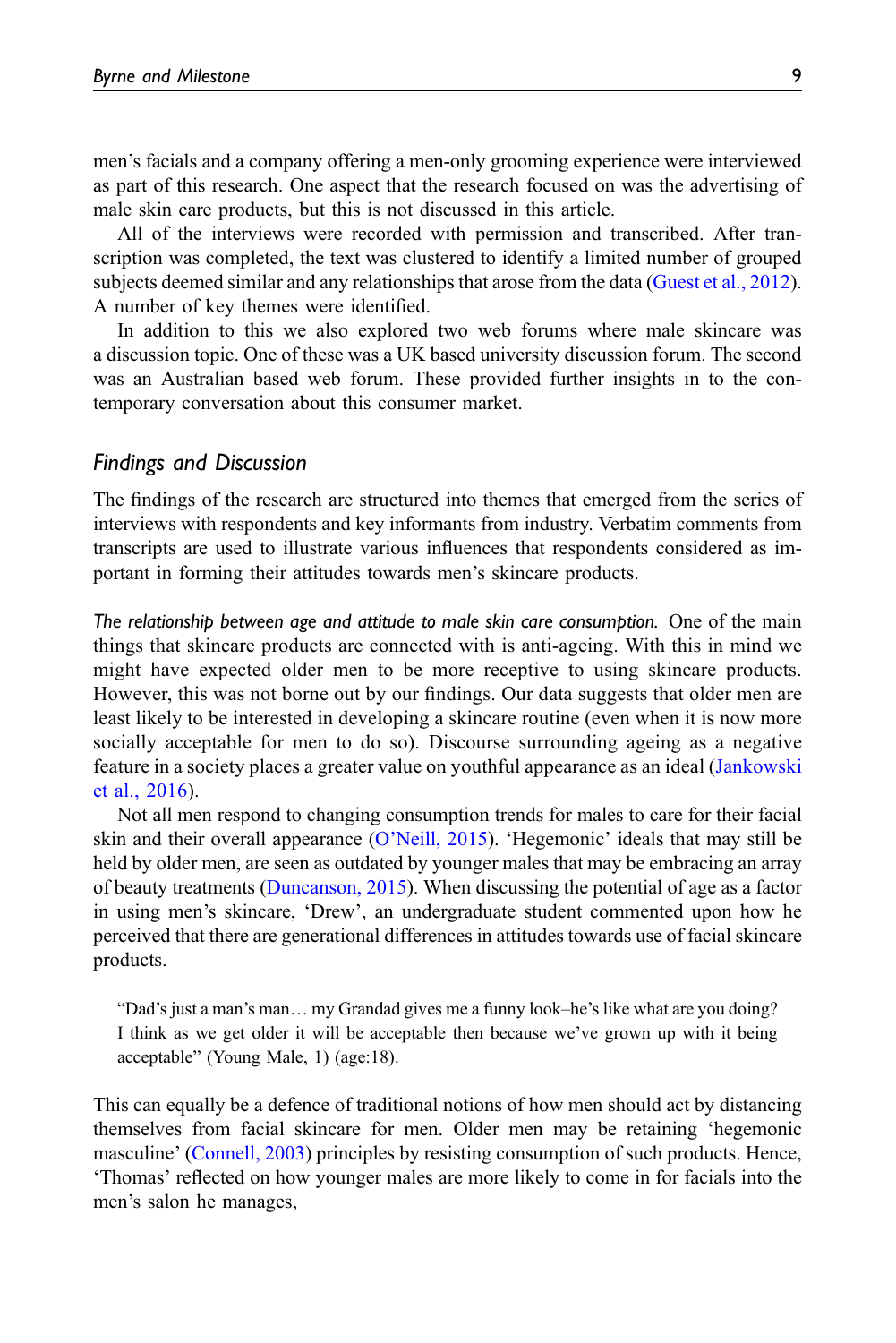men's facials and a company offering a men-only grooming experience were interviewed as part of this research. One aspect that the research focused on was the advertising of male skin care products, but this is not discussed in this article.

All of the interviews were recorded with permission and transcribed. After transcription was completed, the text was clustered to identify a limited number of grouped subjects deemed similar and any relationships that arose from the data (Guest et al., 2012). A number of key themes were identified.

In addition to this we also explored two web forums where male skincare was a discussion topic. One of these was a UK based university discussion forum. The second was an Australian based web forum. These provided further insights in to the contemporary conversation about this consumer market.

## Findings and Discussion

The findings of the research are structured into themes that emerged from the series of interviews with respondents and key informants from industry. Verbatim comments from transcripts are used to illustrate various influences that respondents considered as important in forming their attitudes towards men's skincare products.

*The relationship between age and attitude to male skin care consumption.* One of the main things that skincare products are connected with is anti-ageing. With this in mind we might have expected older men to be more receptive to using skincare products. However, this was not borne out by our findings. Our data suggests that older men are least likely to be interested in developing a skincare routine (even when it is now more socially acceptable for men to do so). Discourse surrounding ageing as a negative feature in a society places a greater value on youthful appearance as an ideal (Jankowski et al., 2016).

Not all men respond to changing consumption trends for males to care for their facial skin and their overall appearance (O'Neill, 2015). 'Hegemonic' ideals that may still be held by older men, are seen as outdated by younger males that may be embracing an array of beauty treatments (Duncanson, 2015). When discussing the potential of age as a factor in using men's skincare, 'Drew', an undergraduate student commented upon how he perceived that there are generational differences in attitudes towards use of facial skincare products.

> "Dad's just a man's man… my Grandad gives me a funny look–he's like what are you doing? I think as we get older it will be acceptable then because we've grown up with it being acceptable" (Young Male, 1) (age:18).

This can equally be a defence of traditional notions of how men should act by distancing themselves from facial skincare for men. Older men may be retaining 'hegemonic masculine' (Connell, 2003) principles by resisting consumption of such products. Hence, 'Thomas' reflected on how younger males are more likely to come in for facials into the men's salon he manages,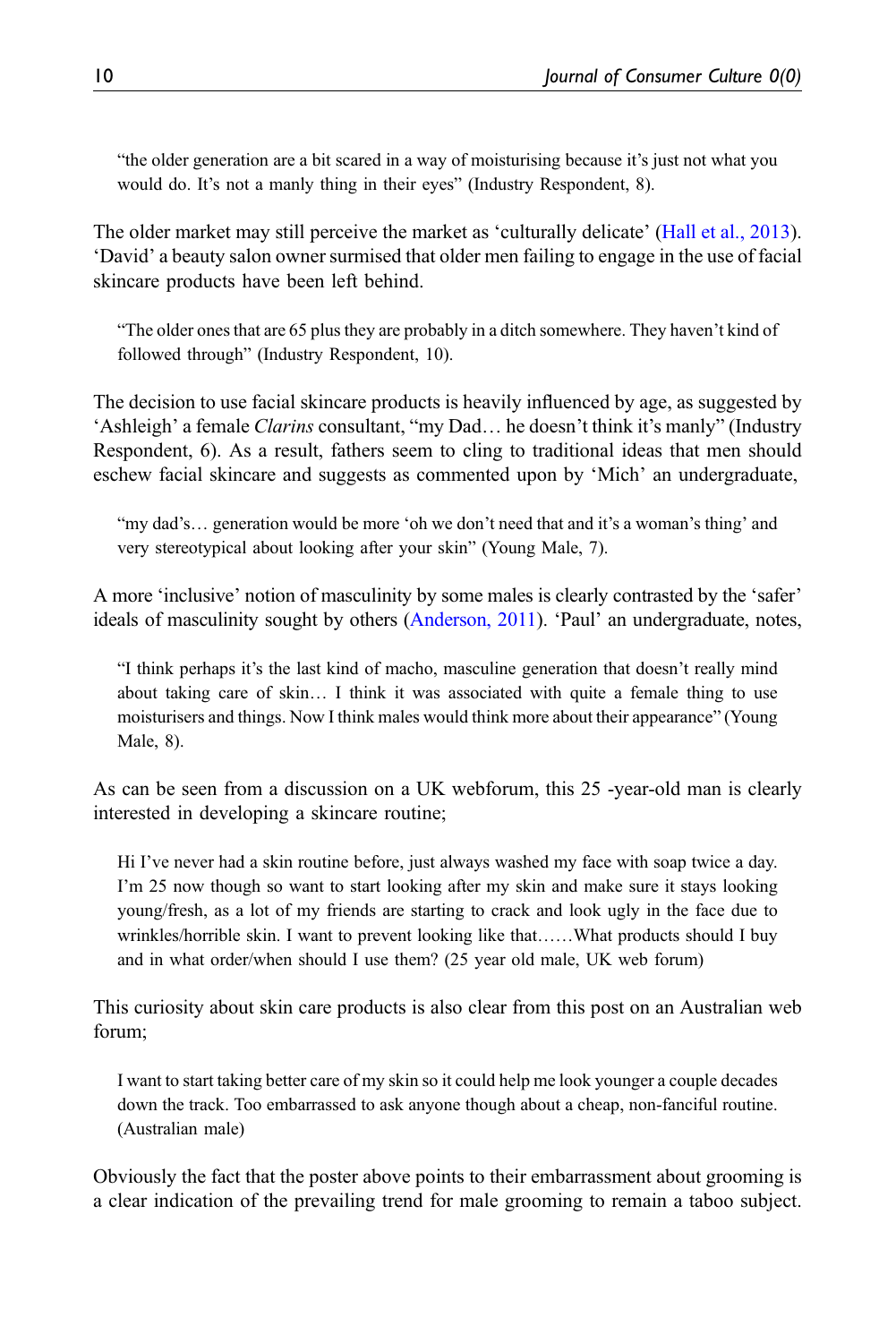> "the older generation are a bit scared in a way of moisturising because it's just not what you would do. It's not a manly thing in their eyes" (Industry Respondent, 8).

The older market may still perceive the market as 'culturally delicate' (Hall et al., 2013). 'David' a beauty salon owner surmised that older men failing to engage in the use of facial skincare products have been left behind.

> "The older ones that are 65 plus they are probably in a ditch somewhere. They haven't kind of followed through" (Industry Respondent, 10).

The decision to use facial skincare products is heavily influenced by age, as suggested by 'Ashleigh' a female *Clarins* consultant, "my Dad… he doesn't think it's manly" (Industry Respondent, 6). As a result, fathers seem to cling to traditional ideas that men should eschew facial skincare and suggests as commented upon by 'Mich' an undergraduate,

> "my dad's… generation would be more 'oh we don't need that and it's a woman's thing' and very stereotypical about looking after your skin" (Young Male, 7).

A more 'inclusive' notion of masculinity by some males is clearly contrasted by the 'safer' ideals of masculinity sought by others (Anderson, 2011). 'Paul' an undergraduate, notes,

> "I think perhaps it's the last kind of macho, masculine generation that doesn't really mind about taking care of skin… I think it was associated with quite a female thing to use moisturisers and things. Now I think males would think more about their appearance" (Young Male, 8).

As can be seen from a discussion on a UK webforum, this 25 -year-old man is clearly interested in developing a skincare routine;

> Hi I've never had a skin routine before, just always washed my face with soap twice a day. I'm 25 now though so want to start looking after my skin and make sure it stays looking young/fresh, as a lot of my friends are starting to crack and look ugly in the face due to wrinkles/horrible skin. I want to prevent looking like that……What products should I buy and in what order/when should I use them? (25 year old male, UK web forum)

This curiosity about skin care products is also clear from this post on an Australian web forum;

> I want to start taking better care of my skin so it could help me look younger a couple decades down the track. Too embarrassed to ask anyone though about a cheap, non-fanciful routine. (Australian male)

Obviously the fact that the poster above points to their embarrassment about grooming is a clear indication of the prevailing trend for male grooming to remain a taboo subject.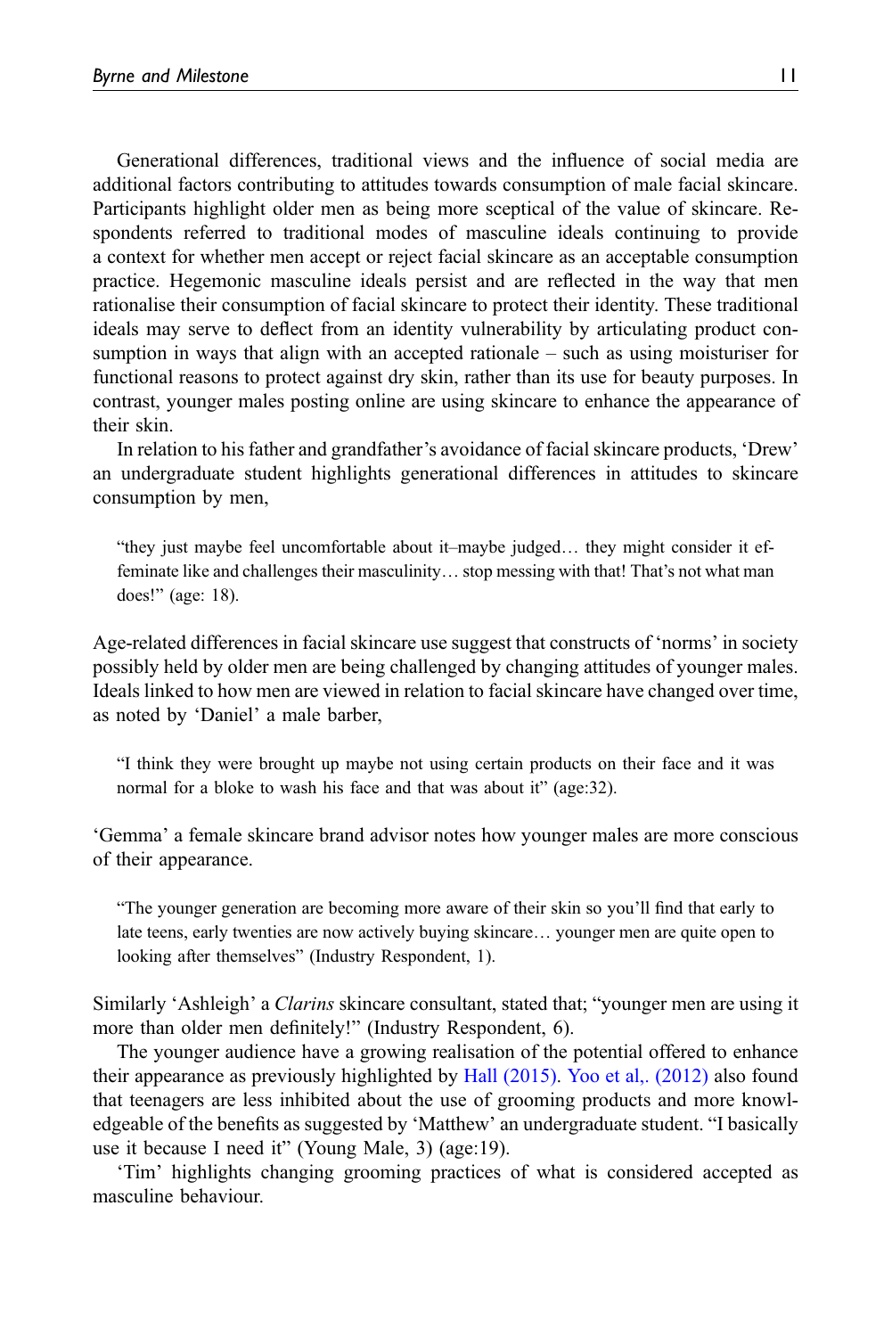Generational differences, traditional views and the influence of social media are additional factors contributing to attitudes towards consumption of male facial skincare. Participants highlight older men as being more sceptical of the value of skincare. Respondents referred to traditional modes of masculine ideals continuing to provide a context for whether men accept or reject facial skincare as an acceptable consumption practice. Hegemonic masculine ideals persist and are reflected in the way that men rationalise their consumption of facial skincare to protect their identity. These traditional ideals may serve to deflect from an identity vulnerability by articulating product consumption in ways that align with an accepted rationale – such as using moisturiser for functional reasons to protect against dry skin, rather than its use for beauty purposes. In contrast, younger males posting online are using skincare to enhance the appearance of their skin.

In relation to his father and grandfather's avoidance of facial skincare products, 'Drew' an undergraduate student highlights generational differences in attitudes to skincare consumption by men,

> "they just maybe feel uncomfortable about it–maybe judged… they might consider it effeminate like and challenges their masculinity… stop messing with that! That's not what man does!" (age: 18).

Age-related differences in facial skincare use suggest that constructs of 'norms' in society possibly held by older men are being challenged by changing attitudes of younger males. Ideals linked to how men are viewed in relation to facial skincare have changed over time, as noted by 'Daniel' a male barber,

> "I think they were brought up maybe not using certain products on their face and it was normal for a bloke to wash his face and that was about it" (age:32).

'Gemma' a female skincare brand advisor notes how younger males are more conscious of their appearance.

> "The younger generation are becoming more aware of their skin so you'll find that early to late teens, early twenties are now actively buying skincare… younger men are quite open to looking after themselves" (Industry Respondent, 1).

Similarly 'Ashleigh' a *Clarins* skincare consultant, stated that; "younger men are using it more than older men definitely!" (Industry Respondent, 6).

The younger audience have a growing realisation of the potential offered to enhance their appearance as previously highlighted by Hall (2015). Yoo et al,. (2012) also found that teenagers are less inhibited about the use of grooming products and more knowledgeable of the benefits as suggested by 'Matthew' an undergraduate student. "I basically use it because I need it" (Young Male, 3) (age:19).

'Tim' highlights changing grooming practices of what is considered accepted as masculine behaviour.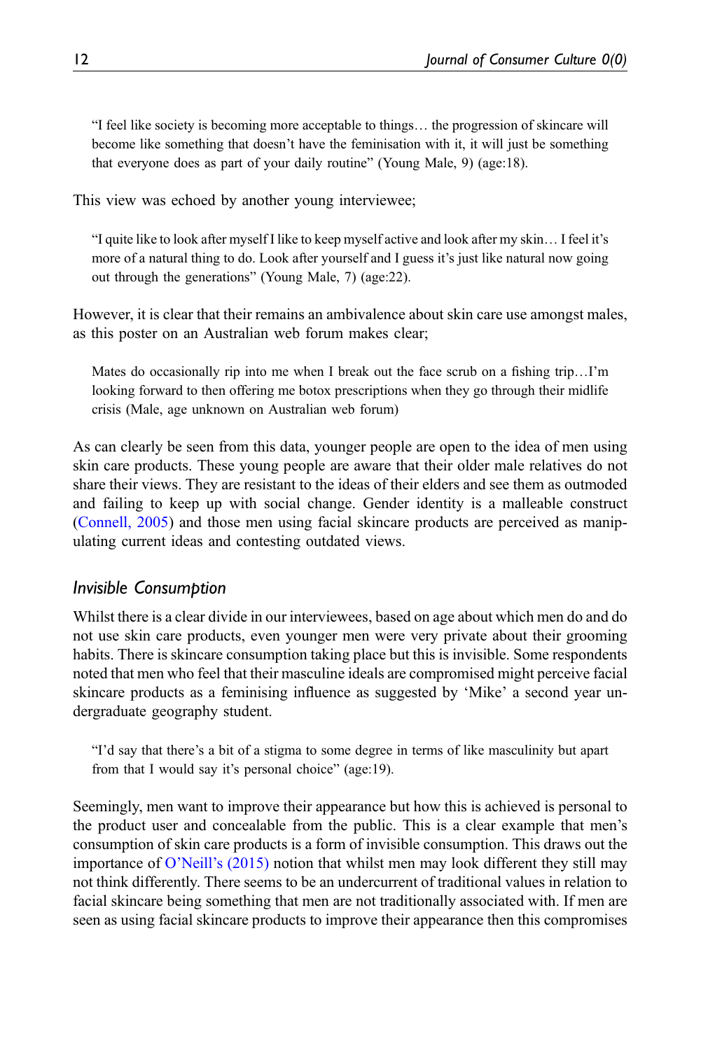> "I feel like society is becoming more acceptable to things… the progression of skincare will become like something that doesn't have the feminisation with it, it will just be something that everyone does as part of your daily routine" (Young Male, 9) (age:18).

This view was echoed by another young interviewee;

> "I quite like to look after myself I like to keep myself active and look after my skin… I feel it's more of a natural thing to do. Look after yourself and I guess it's just like natural now going out through the generations" (Young Male, 7) (age:22).

However, it is clear that their remains an ambivalence about skin care use amongst males, as this poster on an Australian web forum makes clear;

> Mates do occasionally rip into me when I break out the face scrub on a fishing trip…I'm looking forward to then offering me botox prescriptions when they go through their midlife crisis (Male, age unknown on Australian web forum)

As can clearly be seen from this data, younger people are open to the idea of men using skin care products. These young people are aware that their older male relatives do not share their views. They are resistant to the ideas of their elders and see them as outmoded and failing to keep up with social change. Gender identity is a malleable construct (Connell, 2005) and those men using facial skincare products are perceived as manipulating current ideas and contesting outdated views.

### *Invisible Consumption*

Whilst there is a clear divide in our interviewees, based on age about which men do and do not use skin care products, even younger men were very private about their grooming habits. There is skincare consumption taking place but this is invisible. Some respondents noted that men who feel that their masculine ideals are compromised might perceive facial skincare products as a feminising influence as suggested by 'Mike' a second year undergraduate geography student.

> "I'd say that there's a bit of a stigma to some degree in terms of like masculinity but apart from that I would say it's personal choice" (age:19).

Seemingly, men want to improve their appearance but how this is achieved is personal to the product user and concealable from the public. This is a clear example that men's consumption of skin care products is a form of invisible consumption. This draws out the importance of O'Neill's (2015) notion that whilst men may look different they still may not think differently. There seems to be an undercurrent of traditional values in relation to facial skincare being something that men are not traditionally associated with. If men are seen as using facial skincare products to improve their appearance then this compromises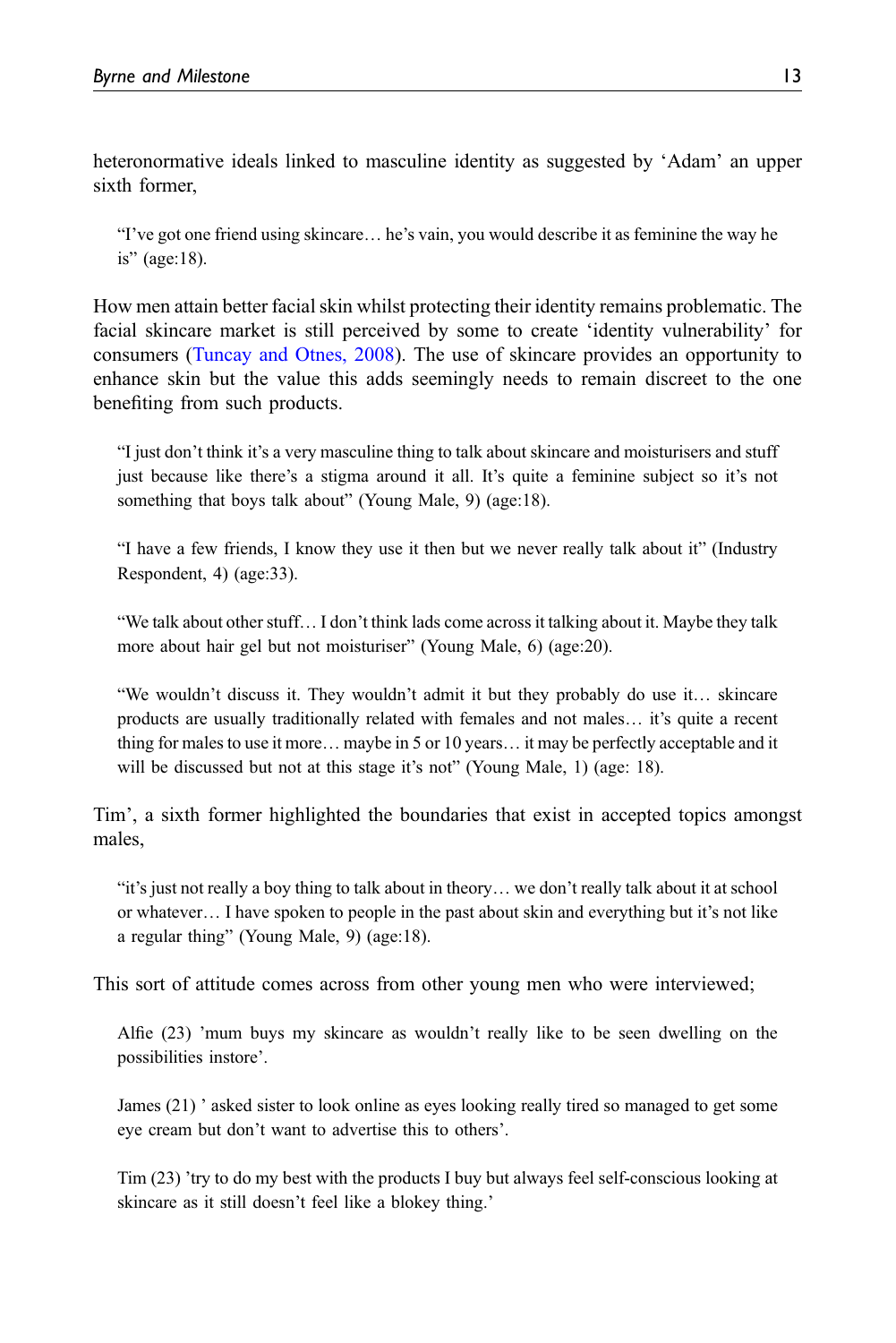heteronormative ideals linked to masculine identity as suggested by 'Adam' an upper sixth former,

> "I've got one friend using skincare… he's vain, you would describe it as feminine the way he is" (age:18).

How men attain better facial skin whilst protecting their identity remains problematic. The facial skincare market is still perceived by some to create 'identity vulnerability' for consumers (Tuncay and Otnes, 2008). The use of skincare provides an opportunity to enhance skin but the value this adds seemingly needs to remain discreet to the one benefiting from such products.

> "I just don't think it's a very masculine thing to talk about skincare and moisturisers and stuff just because like there's a stigma around it all. It's quite a feminine subject so it's not something that boys talk about" (Young Male, 9) (age:18).

> "I have a few friends, I know they use it then but we never really talk about it" (Industry Respondent, 4) (age:33).

> "We talk about other stuff… I don't think lads come across it talking about it. Maybe they talk more about hair gel but not moisturiser" (Young Male, 6) (age:20).

> "We wouldn't discuss it. They wouldn't admit it but they probably do use it… skincare products are usually traditionally related with females and not males… it's quite a recent thing for males to use it more… maybe in 5 or 10 years… it may be perfectly acceptable and it will be discussed but not at this stage it's not" (Young Male, 1) (age: 18).

Tim', a sixth former highlighted the boundaries that exist in accepted topics amongst males,

> "it's just not really a boy thing to talk about in theory… we don't really talk about it at school or whatever… I have spoken to people in the past about skin and everything but it's not like a regular thing" (Young Male, 9) (age:18).

This sort of attitude comes across from other young men who were interviewed;

> Alfie (23) 'mum buys my skincare as wouldn't really like to be seen dwelling on the possibilities instore'.

> James (21) ' asked sister to look online as eyes looking really tired so managed to get some eye cream but don't want to advertise this to others'.

> Tim (23) 'try to do my best with the products I buy but always feel self-conscious looking at skincare as it still doesn't feel like a blokey thing.'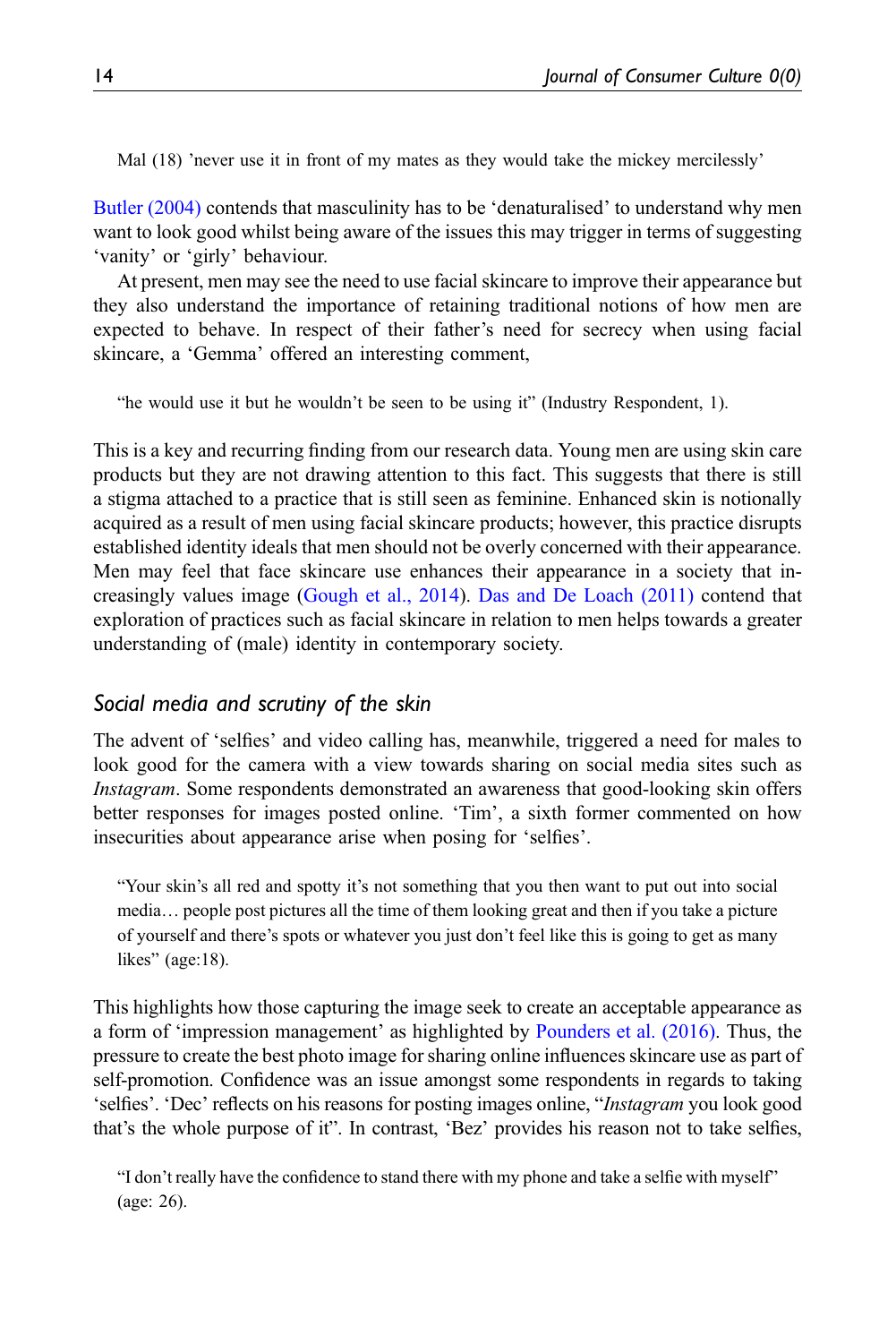> Mal (18) 'never use it in front of my mates as they would take the mickey mercilessly'

Butler (2004) contends that masculinity has to be 'denaturalised' to understand why men want to look good whilst being aware of the issues this may trigger in terms of suggesting 'vanity' or 'girly' behaviour.

At present, men may see the need to use facial skincare to improve their appearance but they also understand the importance of retaining traditional notions of how men are expected to behave. In respect of their father's need for secrecy when using facial skincare, a 'Gemma' offered an interesting comment,

> "he would use it but he wouldn't be seen to be using it" (Industry Respondent, 1).

This is a key and recurring finding from our research data. Young men are using skin care products but they are not drawing attention to this fact. This suggests that there is still a stigma attached to a practice that is still seen as feminine. Enhanced skin is notionally acquired as a result of men using facial skincare products; however, this practice disrupts established identity ideals that men should not be overly concerned with their appearance. Men may feel that face skincare use enhances their appearance in a society that increasingly values image (Gough et al., 2014). Das and De Loach (2011) contend that exploration of practices such as facial skincare in relation to men helps towards a greater understanding of (male) identity in contemporary society.

## *Social media and scrutiny of the skin*

The advent of 'selfies' and video calling has, meanwhile, triggered a need for males to look good for the camera with a view towards sharing on social media sites such as *Instagram*. Some respondents demonstrated an awareness that good-looking skin offers better responses for images posted online. 'Tim', a sixth former commented on how insecurities about appearance arise when posing for 'selfies'.

> "Your skin's all red and spotty it's not something that you then want to put out into social media… people post pictures all the time of them looking great and then if you take a picture of yourself and there's spots or whatever you just don't feel like this is going to get as many likes" (age:18).

This highlights how those capturing the image seek to create an acceptable appearance as a form of 'impression management' as highlighted by Pounders et al. (2016). Thus, the pressure to create the best photo image for sharing online influences skincare use as part of self-promotion. Confidence was an issue amongst some respondents in regards to taking 'selfies'. 'Dec' reflects on his reasons for posting images online, "*Instagram* you look good that's the whole purpose of it". In contrast, 'Bez' provides his reason not to take selfies,

> "I don't really have the confidence to stand there with my phone and take a selfie with myself" (age: 26).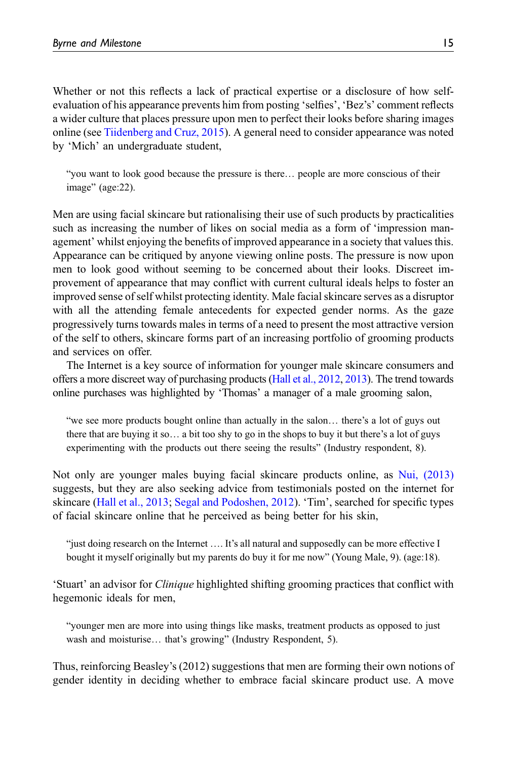Whether or not this reflects a lack of practical expertise or a disclosure of how self-evaluation of his appearance prevents him from posting 'selfies', 'Bez's' comment reflects a wider culture that places pressure upon men to perfect their looks before sharing images online (see Tiidenberg and Cruz, 2015). A general need to consider appearance was noted by 'Mich' an undergraduate student,

> "you want to look good because the pressure is there… people are more conscious of their image" (age:22).

Men are using facial skincare but rationalising their use of such products by practicalities such as increasing the number of likes on social media as a form of 'impression management' whilst enjoying the benefits of improved appearance in a society that values this. Appearance can be critiqued by anyone viewing online posts. The pressure is now upon men to look good without seeming to be concerned about their looks. Discreet improvement of appearance that may conflict with current cultural ideals helps to foster an improved sense of self whilst protecting identity. Male facial skincare serves as a disruptor with all the attending female antecedents for expected gender norms. As the gaze progressively turns towards males in terms of a need to present the most attractive version of the self to others, skincare forms part of an increasing portfolio of grooming products and services on offer.

The Internet is a key source of information for younger male skincare consumers and offers a more discreet way of purchasing products (Hall et al., 2012, 2013). The trend towards online purchases was highlighted by 'Thomas' a manager of a male grooming salon,

> "we see more products bought online than actually in the salon… there's a lot of guys out there that are buying it so… a bit too shy to go in the shops to buy it but there's a lot of guys experimenting with the products out there seeing the results" (Industry respondent, 8).

Not only are younger males buying facial skincare products online, as Nui, (2013) suggests, but they are also seeking advice from testimonials posted on the internet for skincare (Hall et al., 2013; Segal and Podoshen, 2012). 'Tim', searched for specific types of facial skincare online that he perceived as being better for his skin,

> "just doing research on the Internet …. It's all natural and supposedly can be more effective I bought it myself originally but my parents do buy it for me now" (Young Male, 9). (age:18).

'Stuart' an advisor for *Clinique* highlighted shifting grooming practices that conflict with hegemonic ideals for men,

> "younger men are more into using things like masks, treatment products as opposed to just wash and moisturise… that's growing" (Industry Respondent, 5).

Thus, reinforcing Beasley's (2012) suggestions that men are forming their own notions of gender identity in deciding whether to embrace facial skincare product use. A move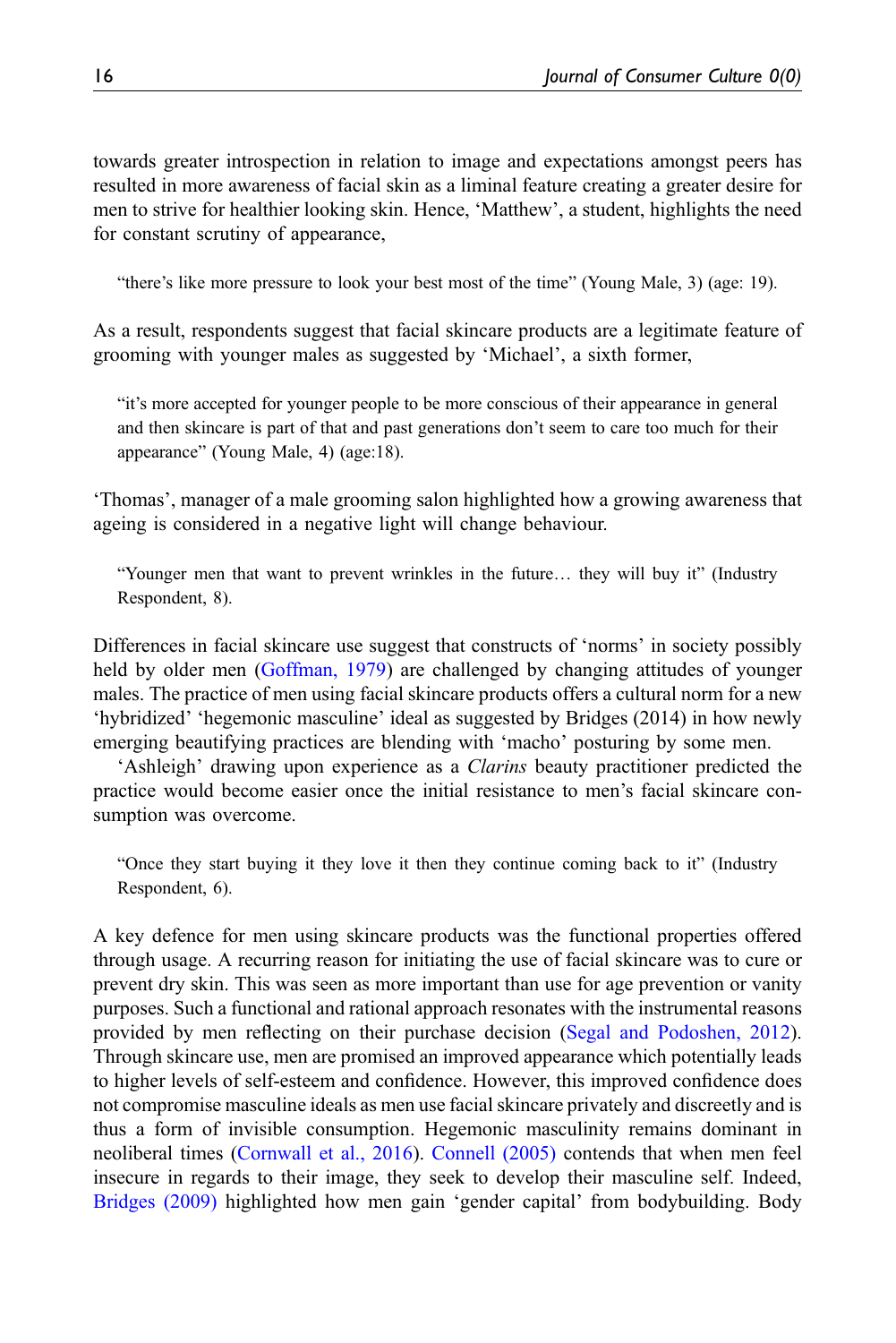towards greater introspection in relation to image and expectations amongst peers has resulted in more awareness of facial skin as a liminal feature creating a greater desire for men to strive for healthier looking skin. Hence, 'Matthew', a student, highlights the need for constant scrutiny of appearance,

> "there's like more pressure to look your best most of the time" (Young Male, 3) (age: 19).

As a result, respondents suggest that facial skincare products are a legitimate feature of grooming with younger males as suggested by 'Michael', a sixth former,

> "it's more accepted for younger people to be more conscious of their appearance in general and then skincare is part of that and past generations don't seem to care too much for their appearance" (Young Male, 4) (age:18).

'Thomas', manager of a male grooming salon highlighted how a growing awareness that ageing is considered in a negative light will change behaviour.

> "Younger men that want to prevent wrinkles in the future… they will buy it" (Industry Respondent, 8).

Differences in facial skincare use suggest that constructs of 'norms' in society possibly held by older men (Goffman, 1979) are challenged by changing attitudes of younger males. The practice of men using facial skincare products offers a cultural norm for a new 'hybridized' 'hegemonic masculine' ideal as suggested by Bridges (2014) in how newly emerging beautifying practices are blending with 'macho' posturing by some men.

'Ashleigh' drawing upon experience as a *Clarins* beauty practitioner predicted the practice would become easier once the initial resistance to men's facial skincare consumption was overcome.

> "Once they start buying it they love it then they continue coming back to it" (Industry Respondent, 6).

A key defence for men using skincare products was the functional properties offered through usage. A recurring reason for initiating the use of facial skincare was to cure or prevent dry skin. This was seen as more important than use for age prevention or vanity purposes. Such a functional and rational approach resonates with the instrumental reasons provided by men reflecting on their purchase decision (Segal and Podoshen, 2012). Through skincare use, men are promised an improved appearance which potentially leads to higher levels of self-esteem and confidence. However, this improved confidence does not compromise masculine ideals as men use facial skincare privately and discreetly and is thus a form of invisible consumption. Hegemonic masculinity remains dominant in neoliberal times (Cornwall et al., 2016). Connell (2005) contends that when men feel insecure in regards to their image, they seek to develop their masculine self. Indeed, Bridges (2009) highlighted how men gain 'gender capital' from bodybuilding. Body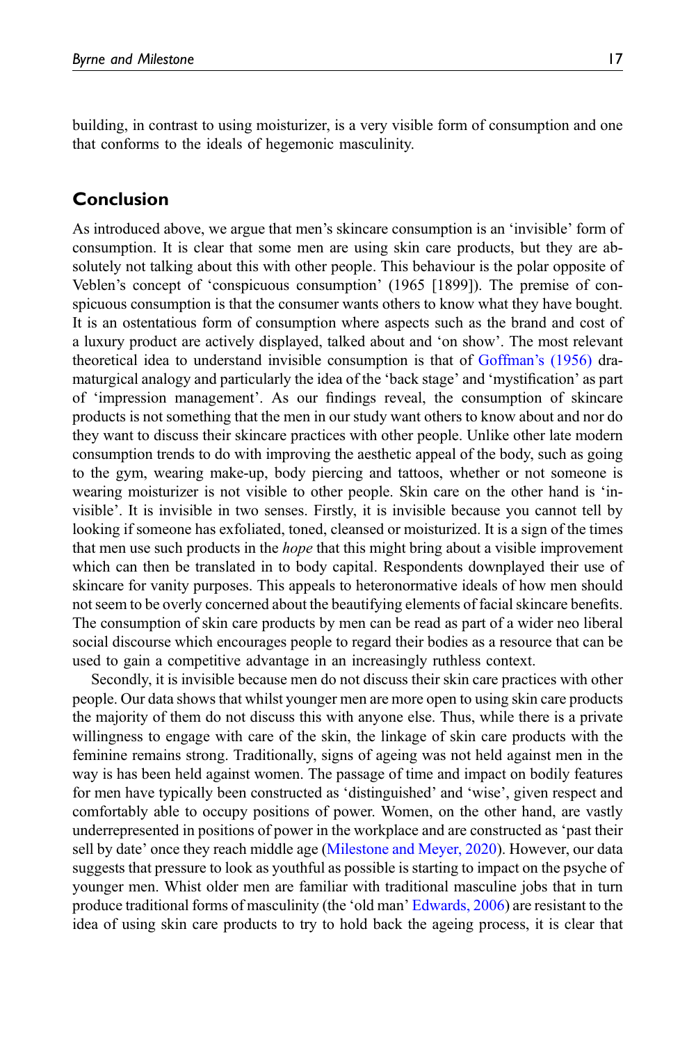building, in contrast to using moisturizer, is a very visible form of consumption and one that conforms to the ideals of hegemonic masculinity.

## Conclusion

As introduced above, we argue that men's skincare consumption is an 'invisible' form of consumption. It is clear that some men are using skin care products, but they are absolutely not talking about this with other people. This behaviour is the polar opposite of Veblen's concept of 'conspicuous consumption' (1965 [1899]). The premise of conspicuous consumption is that the consumer wants others to know what they have bought. It is an ostentatious form of consumption where aspects such as the brand and cost of a luxury product are actively displayed, talked about and 'on show'. The most relevant theoretical idea to understand invisible consumption is that of Goffman's (1956) dramaturgical analogy and particularly the idea of the 'back stage' and 'mystification' as part of 'impression management'. As our findings reveal, the consumption of skincare products is not something that the men in our study want others to know about and nor do they want to discuss their skincare practices with other people. Unlike other late modern consumption trends to do with improving the aesthetic appeal of the body, such as going to the gym, wearing make-up, body piercing and tattoos, whether or not someone is wearing moisturizer is not visible to other people. Skin care on the other hand is 'invisible'. It is invisible in two senses. Firstly, it is invisible because you cannot tell by looking if someone has exfoliated, toned, cleansed or moisturized. It is a sign of the times that men use such products in the *hope* that this might bring about a visible improvement which can then be translated in to body capital. Respondents downplayed their use of skincare for vanity purposes. This appeals to heteronormative ideals of how men should not seem to be overly concerned about the beautifying elements of facial skincare benefits. The consumption of skin care products by men can be read as part of a wider neo liberal social discourse which encourages people to regard their bodies as a resource that can be used to gain a competitive advantage in an increasingly ruthless context.

Secondly, it is invisible because men do not discuss their skin care practices with other people. Our data shows that whilst younger men are more open to using skin care products the majority of them do not discuss this with anyone else. Thus, while there is a private willingness to engage with care of the skin, the linkage of skin care products with the feminine remains strong. Traditionally, signs of ageing was not held against men in the way is has been held against women. The passage of time and impact on bodily features for men have typically been constructed as 'distinguished' and 'wise', given respect and comfortably able to occupy positions of power. Women, on the other hand, are vastly underrepresented in positions of power in the workplace and are constructed as 'past their sell by date' once they reach middle age (Milestone and Meyer, 2020). However, our data suggests that pressure to look as youthful as possible is starting to impact on the psyche of younger men. Whist older men are familiar with traditional masculine jobs that in turn produce traditional forms of masculinity (the 'old man' Edwards, 2006) are resistant to the idea of using skin care products to try to hold back the ageing process, it is clear that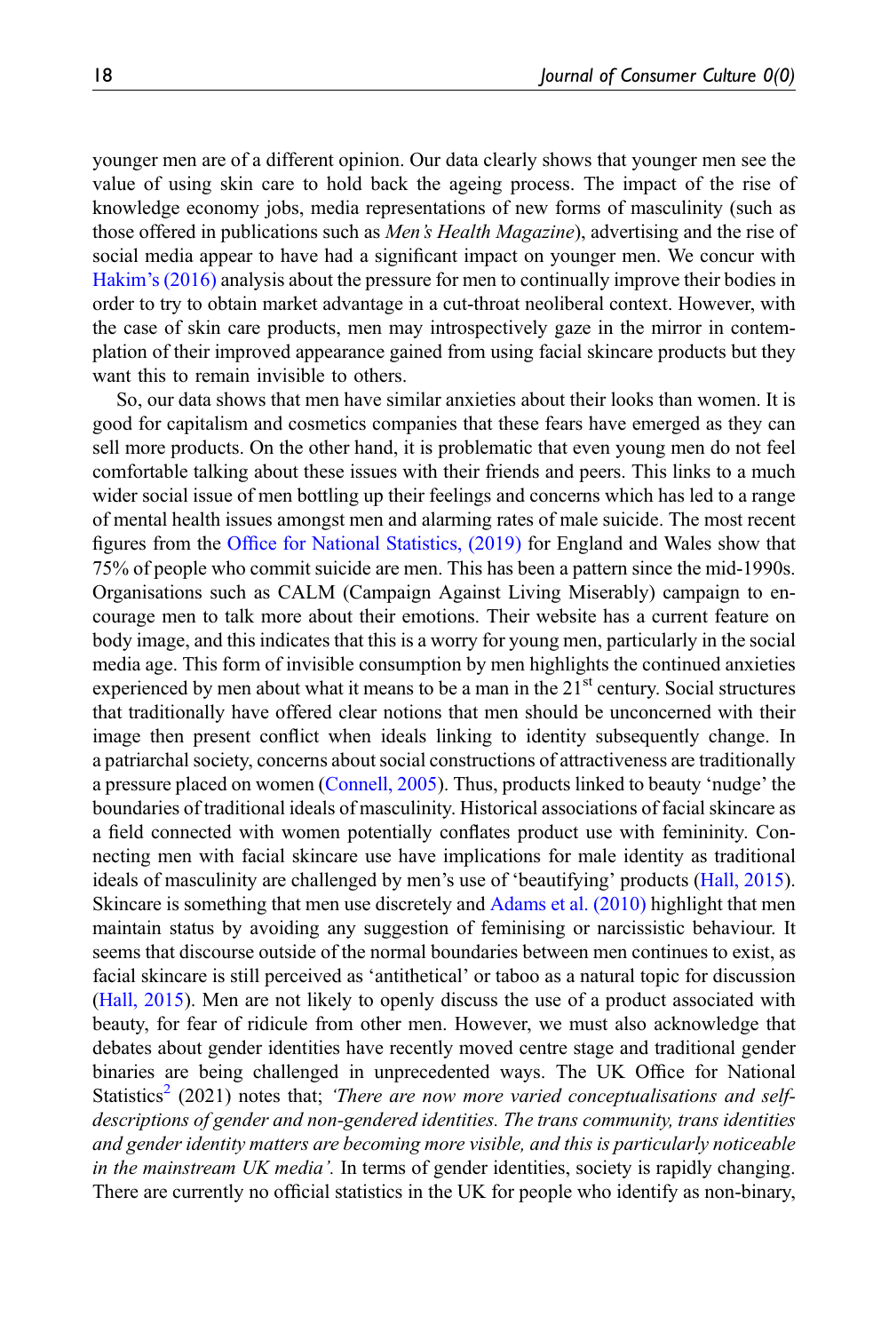younger men are of a different opinion. Our data clearly shows that younger men see the value of using skin care to hold back the ageing process. The impact of the rise of knowledge economy jobs, media representations of new forms of masculinity (such as those offered in publications such as *Men's Health Magazine*), advertising and the rise of social media appear to have had a significant impact on younger men. We concur with Hakim's (2016) analysis about the pressure for men to continually improve their bodies in order to try to obtain market advantage in a cut-throat neoliberal context. However, with the case of skin care products, men may introspectively gaze in the mirror in contemplation of their improved appearance gained from using facial skincare products but they want this to remain invisible to others.

So, our data shows that men have similar anxieties about their looks than women. It is good for capitalism and cosmetics companies that these fears have emerged as they can sell more products. On the other hand, it is problematic that even young men do not feel comfortable talking about these issues with their friends and peers. This links to a much wider social issue of men bottling up their feelings and concerns which has led to a range of mental health issues amongst men and alarming rates of male suicide. The most recent figures from the Office for National Statistics, (2019) for England and Wales show that 75% of people who commit suicide are men. This has been a pattern since the mid-1990s. Organisations such as CALM (Campaign Against Living Miserably) campaign to encourage men to talk more about their emotions. Their website has a current feature on body image, and this indicates that this is a worry for young men, particularly in the social media age. This form of invisible consumption by men highlights the continued anxieties experienced by men about what it means to be a man in the 21st century. Social structures that traditionally have offered clear notions that men should be unconcerned with their image then present conflict when ideals linking to identity subsequently change. In a patriarchal society, concerns about social constructions of attractiveness are traditionally a pressure placed on women (Connell, 2005). Thus, products linked to beauty 'nudge' the boundaries of traditional ideals of masculinity. Historical associations of facial skincare as a field connected with women potentially conflates product use with femininity. Connecting men with facial skincare use have implications for male identity as traditional ideals of masculinity are challenged by men's use of 'beautifying' products (Hall, 2015). Skincare is something that men use discretely and Adams et al. (2010) highlight that men maintain status by avoiding any suggestion of feminising or narcissistic behaviour. It seems that discourse outside of the normal boundaries between men continues to exist, as facial skincare is still perceived as 'antithetical' or taboo as a natural topic for discussion (Hall, 2015). Men are not likely to openly discuss the use of a product associated with beauty, for fear of ridicule from other men. However, we must also acknowledge that debates about gender identities have recently moved centre stage and traditional gender binaries are being challenged in unprecedented ways. The UK Office for National Statistics[2] (2021) notes that; *'There are now more varied conceptualisations and self-descriptions of gender and non-gendered identities. The trans community, trans identities and gender identity matters are becoming more visible, and this is particularly noticeable in the mainstream UK media'.* In terms of gender identities, society is rapidly changing. There are currently no official statistics in the UK for people who identify as non-binary,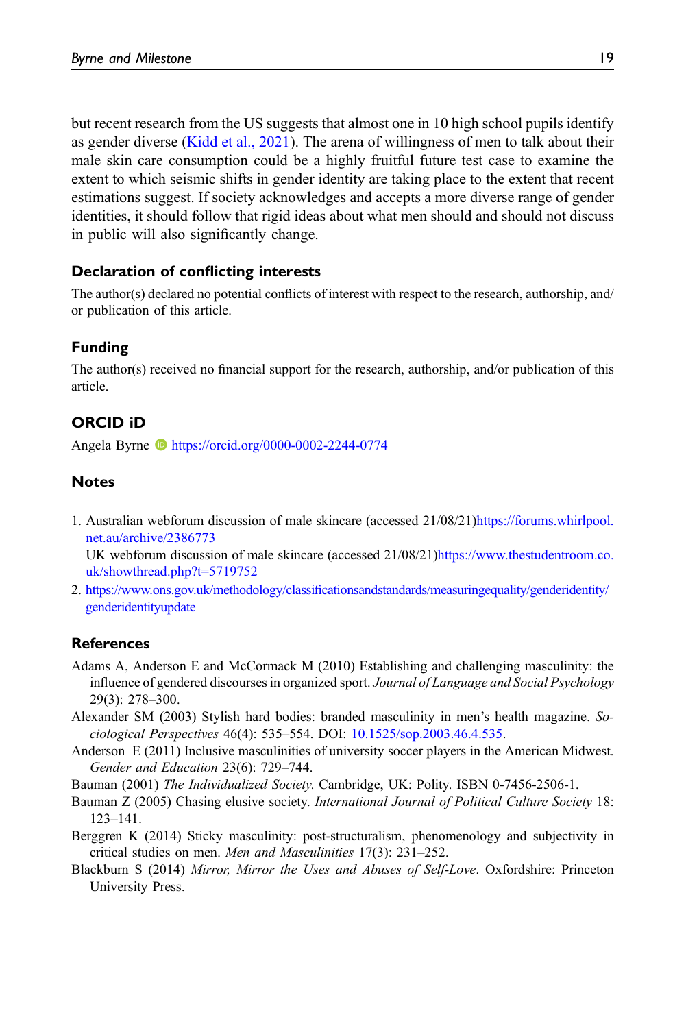but recent research from the US suggests that almost one in 10 high school pupils identify as gender diverse (Kidd et al., 2021). The arena of willingness of men to talk about their male skin care consumption could be a highly fruitful future test case to examine the extent to which seismic shifts in gender identity are taking place to the extent that recent estimations suggest. If society acknowledges and accepts a more diverse range of gender identities, it should follow that rigid ideas about what men should and should not discuss in public will also significantly change.

## Declaration of conflicting interests

The author(s) declared no potential conflicts of interest with respect to the research, authorship, and/or publication of this article.

## Funding

The author(s) received no financial support for the research, authorship, and/or publication of this article.

## ORCID iD

Angela Byrne https://orcid.org/0000-0002-2244-0774

## Notes

1. Australian webforum discussion of male skincare (accessed 21/08/21)https://forums.whirlpool.net.au/archive/2386773
   UK webforum discussion of male skincare (accessed 21/08/21)https://www.thestudentroom.co.uk/showthread.php?t=5719752
2. https://www.ons.gov.uk/methodology/classificationsandstandards/measuringequality/genderidentity/genderidentityupdate

## References

Adams A, Anderson E and McCormack M (2010) Establishing and challenging masculinity: the influence of gendered discourses in organized sport. *Journal of Language and Social Psychology* 29(3): 278–300.

Alexander SM (2003) Stylish hard bodies: branded masculinity in men's health magazine. *Sociological Perspectives* 46(4): 535–554. DOI: 10.1525/sop.2003.46.4.535.

Anderson E (2011) Inclusive masculinities of university soccer players in the American Midwest. *Gender and Education* 23(6): 729–744.

Bauman (2001) *The Individualized Society*. Cambridge, UK: Polity. ISBN 0-7456-2506-1.

Bauman Z (2005) Chasing elusive society. *International Journal of Political Culture Society* 18: 123–141.

Berggren K (2014) Sticky masculinity: post-structuralism, phenomenology and subjectivity in critical studies on men. *Men and Masculinities* 17(3): 231–252.

Blackburn S (2014) *Mirror, Mirror the Uses and Abuses of Self-Love*. Oxfordshire: Princeton University Press.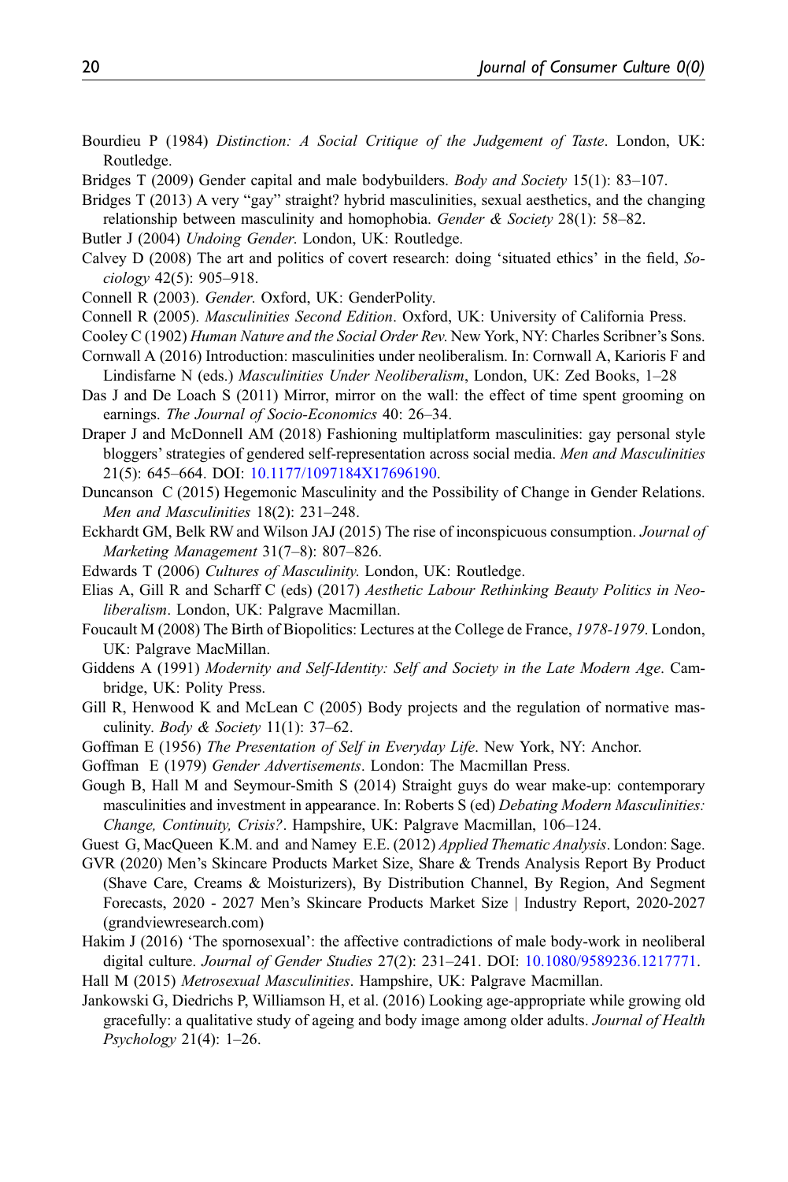Bourdieu P (1984) *Distinction: A Social Critique of the Judgement of Taste*. London, UK: Routledge.

Bridges T (2009) Gender capital and male bodybuilders. *Body and Society* 15(1): 83–107.

Bridges T (2013) A very "gay" straight? hybrid masculinities, sexual aesthetics, and the changing relationship between masculinity and homophobia. *Gender & Society* 28(1): 58–82.

Butler J (2004) *Undoing Gender*. London, UK: Routledge.

Calvey D (2008) The art and politics of covert research: doing 'situated ethics' in the field, *Sociology* 42(5): 905–918.

Connell R (2003). *Gender*. Oxford, UK: GenderPolity.

Connell R (2005). *Masculinities Second Edition*. Oxford, UK: University of California Press.

Cooley C (1902) *Human Nature and the Social Order Rev*. New York, NY: Charles Scribner's Sons.

Cornwall A (2016) Introduction: masculinities under neoliberalism. In: Cornwall A, Karioris F and Lindisfarne N (eds.) *Masculinities Under Neoliberalism*, London, UK: Zed Books, 1–28

Das J and De Loach S (2011) Mirror, mirror on the wall: the effect of time spent grooming on earnings. *The Journal of Socio-Economics* 40: 26–34.

Draper J and McDonnell AM (2018) Fashioning multiplatform masculinities: gay personal style bloggers' strategies of gendered self-representation across social media. *Men and Masculinities* 21(5): 645–664. DOI: 10.1177/1097184X17696190.

Duncanson C (2015) Hegemonic Masculinity and the Possibility of Change in Gender Relations. *Men and Masculinities* 18(2): 231–248.

Eckhardt GM, Belk RW and Wilson JAJ (2015) The rise of inconspicuous consumption. *Journal of Marketing Management* 31(7–8): 807–826.

Edwards T (2006) *Cultures of Masculinity*. London, UK: Routledge.

Elias A, Gill R and Scharff C (eds) (2017) *Aesthetic Labour Rethinking Beauty Politics in Neoliberalism*. London, UK: Palgrave Macmillan.

Foucault M (2008) The Birth of Biopolitics: Lectures at the College de France, *1978-1979*. London, UK: Palgrave MacMillan.

Giddens A (1991) *Modernity and Self-Identity: Self and Society in the Late Modern Age*. Cambridge, UK: Polity Press.

Gill R, Henwood K and McLean C (2005) Body projects and the regulation of normative masculinity. *Body & Society* 11(1): 37–62.

Goffman E (1956) *The Presentation of Self in Everyday Life*. New York, NY: Anchor.

Goffman E (1979) *Gender Advertisements*. London: The Macmillan Press.

Gough B, Hall M and Seymour-Smith S (2014) Straight guys do wear make-up: contemporary masculinities and investment in appearance. In: Roberts S (ed) *Debating Modern Masculinities: Change, Continuity, Crisis?*. Hampshire, UK: Palgrave Macmillan, 106–124.

Guest G, MacQueen K.M. and and Namey E.E. (2012) *Applied Thematic Analysis*. London: Sage.

GVR (2020) Men's Skincare Products Market Size, Share & Trends Analysis Report By Product (Shave Care, Creams & Moisturizers), By Distribution Channel, By Region, And Segment Forecasts, 2020 - 2027 Men's Skincare Products Market Size | Industry Report, 2020-2027 (grandviewresearch.com)

Hakim J (2016) 'The spornosexual': the affective contradictions of male body-work in neoliberal digital culture. *Journal of Gender Studies* 27(2): 231–241. DOI: 10.1080/9589236.1217771.

Hall M (2015) *Metrosexual Masculinities*. Hampshire, UK: Palgrave Macmillan.

Jankowski G, Diedrichs P, Williamson H, et al. (2016) Looking age-appropriate while growing old gracefully: a qualitative study of ageing and body image among older adults. *Journal of Health Psychology* 21(4): 1–26.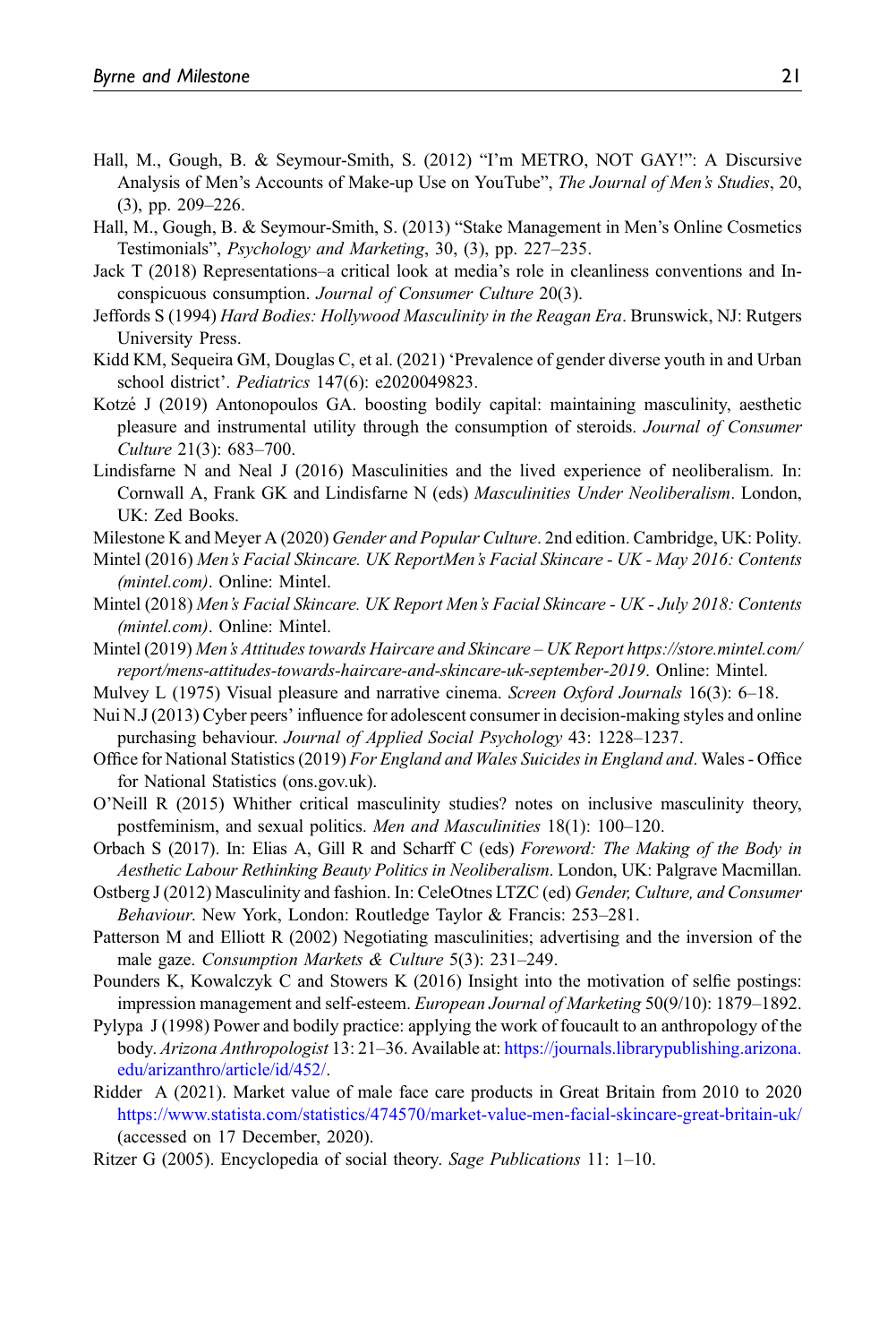Hall, M., Gough, B. & Seymour-Smith, S. (2012) "I'm METRO, NOT GAY!": A Discursive Analysis of Men's Accounts of Make-up Use on YouTube", *The Journal of Men's Studies*, 20, (3), pp. 209–226.

Hall, M., Gough, B. & Seymour-Smith, S. (2013) "Stake Management in Men's Online Cosmetics Testimonials", *Psychology and Marketing*, 30, (3), pp. 227–235.

Jack T (2018) Representations–a critical look at media's role in cleanliness conventions and Inconspicuous consumption. *Journal of Consumer Culture* 20(3).

Jeffords S (1994) *Hard Bodies: Hollywood Masculinity in the Reagan Era*. Brunswick, NJ: Rutgers University Press.

Kidd KM, Sequeira GM, Douglas C, et al. (2021) 'Prevalence of gender diverse youth in and Urban school district'. *Pediatrics* 147(6): e2020049823.

Kotzé J (2019) Antonopoulos GA. boosting bodily capital: maintaining masculinity, aesthetic pleasure and instrumental utility through the consumption of steroids. *Journal of Consumer Culture* 21(3): 683–700.

Lindisfarne N and Neal J (2016) Masculinities and the lived experience of neoliberalism. In: Cornwall A, Frank GK and Lindisfarne N (eds) *Masculinities Under Neoliberalism*. London, UK: Zed Books.

Milestone K and Meyer A (2020) *Gender and Popular Culture*. 2nd edition. Cambridge, UK: Polity.

Mintel (2016) *Men's Facial Skincare. UK ReportMen's Facial Skincare - UK - May 2016: Contents (mintel.com)*. Online: Mintel.

Mintel (2018) *Men's Facial Skincare. UK Report Men's Facial Skincare - UK - July 2018: Contents (mintel.com)*. Online: Mintel.

Mintel (2019) *Men's Attitudes towards Haircare and Skincare – UK Report https://store.mintel.com/report/mens-attitudes-towards-haircare-and-skincare-uk-september-2019*. Online: Mintel.

Mulvey L (1975) Visual pleasure and narrative cinema. *Screen Oxford Journals* 16(3): 6–18.

Nui N.J (2013) Cyber peers' influence for adolescent consumer in decision-making styles and online purchasing behaviour. *Journal of Applied Social Psychology* 43: 1228–1237.

Office for National Statistics (2019) *For England and Wales Suicides in England and*. Wales - Office for National Statistics (ons.gov.uk).

O'Neill R (2015) Whither critical masculinity studies? notes on inclusive masculinity theory, postfeminism, and sexual politics. *Men and Masculinities* 18(1): 100–120.

Orbach S (2017). In: Elias A, Gill R and Scharff C (eds) *Foreword: The Making of the Body in Aesthetic Labour Rethinking Beauty Politics in Neoliberalism*. London, UK: Palgrave Macmillan.

Ostberg J (2012) Masculinity and fashion. In: CeleOtnes LTZC (ed) *Gender, Culture, and Consumer Behaviour*. New York, London: Routledge Taylor & Francis: 253–281.

Patterson M and Elliott R (2002) Negotiating masculinities; advertising and the inversion of the male gaze. *Consumption Markets & Culture* 5(3): 231–249.

Pounders K, Kowalczyk C and Stowers K (2016) Insight into the motivation of selfie postings: impression management and self-esteem. *European Journal of Marketing* 50(9/10): 1879–1892.

Pylypa J (1998) Power and bodily practice: applying the work of foucault to an anthropology of the body. *Arizona Anthropologist* 13: 21–36. Available at: https://journals.librarypublishing.arizona.edu/arizanthro/article/id/452/.

Ridder A (2021). Market value of male face care products in Great Britain from 2010 to 2020 https://www.statista.com/statistics/474570/market-value-men-facial-skincare-great-britain-uk/ (accessed on 17 December, 2020).

Ritzer G (2005). Encyclopedia of social theory. *Sage Publications* 11: 1–10.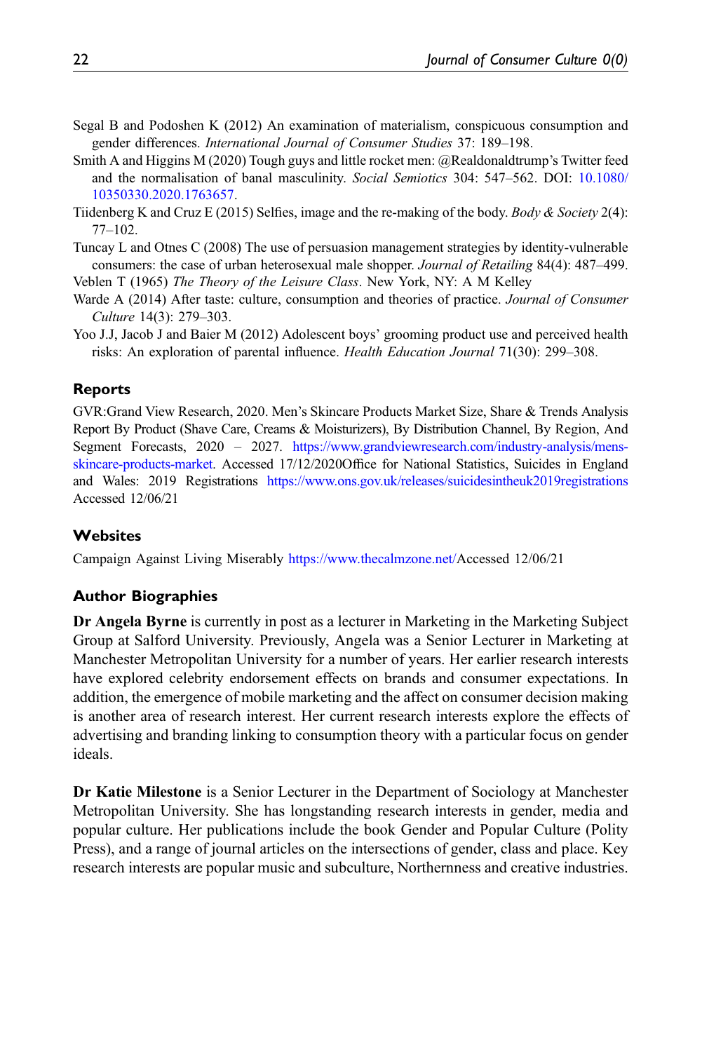Segal B and Podoshen K (2012) An examination of materialism, conspicuous consumption and gender differences. *International Journal of Consumer Studies* 37: 189–198.

Smith A and Higgins M (2020) Tough guys and little rocket men: @Realdonaldtrump's Twitter feed and the normalisation of banal masculinity. *Social Semiotics* 304: 547–562. DOI: 10.1080/10350330.2020.1763657.

Tiidenberg K and Cruz E (2015) Selfies, image and the re-making of the body. *Body & Society* 2(4): 77–102.

Tuncay L and Otnes C (2008) The use of persuasion management strategies by identity-vulnerable consumers: the case of urban heterosexual male shopper. *Journal of Retailing* 84(4): 487–499.

Veblen T (1965) *The Theory of the Leisure Class*. New York, NY: A M Kelley

Warde A (2014) After taste: culture, consumption and theories of practice. *Journal of Consumer Culture* 14(3): 279–303.

Yoo J.J, Jacob J and Baier M (2012) Adolescent boys' grooming product use and perceived health risks: An exploration of parental influence. *Health Education Journal* 71(30): 299–308.

## Reports

GVR:Grand View Research, 2020. Men's Skincare Products Market Size, Share & Trends Analysis Report By Product (Shave Care, Creams & Moisturizers), By Distribution Channel, By Region, And Segment Forecasts, 2020 – 2027. https://www.grandviewresearch.com/industry-analysis/mens-skincare-products-market. Accessed 17/12/2020Office for National Statistics, Suicides in England and Wales: 2019 Registrations https://www.ons.gov.uk/releases/suicidesintheuk2019registrations Accessed 12/06/21

## Websites

Campaign Against Living Miserably https://www.thecalmzone.net/Accessed 12/06/21

## Author Biographies

**Dr Angela Byrne** is currently in post as a lecturer in Marketing in the Marketing Subject Group at Salford University. Previously, Angela was a Senior Lecturer in Marketing at Manchester Metropolitan University for a number of years. Her earlier research interests have explored celebrity endorsement effects on brands and consumer expectations. In addition, the emergence of mobile marketing and the affect on consumer decision making is another area of research interest. Her current research interests explore the effects of advertising and branding linking to consumption theory with a particular focus on gender ideals.

**Dr Katie Milestone** is a Senior Lecturer in the Department of Sociology at Manchester Metropolitan University. She has longstanding research interests in gender, media and popular culture. Her publications include the book Gender and Popular Culture (Polity Press), and a range of journal articles on the intersections of gender, class and place. Key research interests are popular music and subculture, Northernness and creative industries.